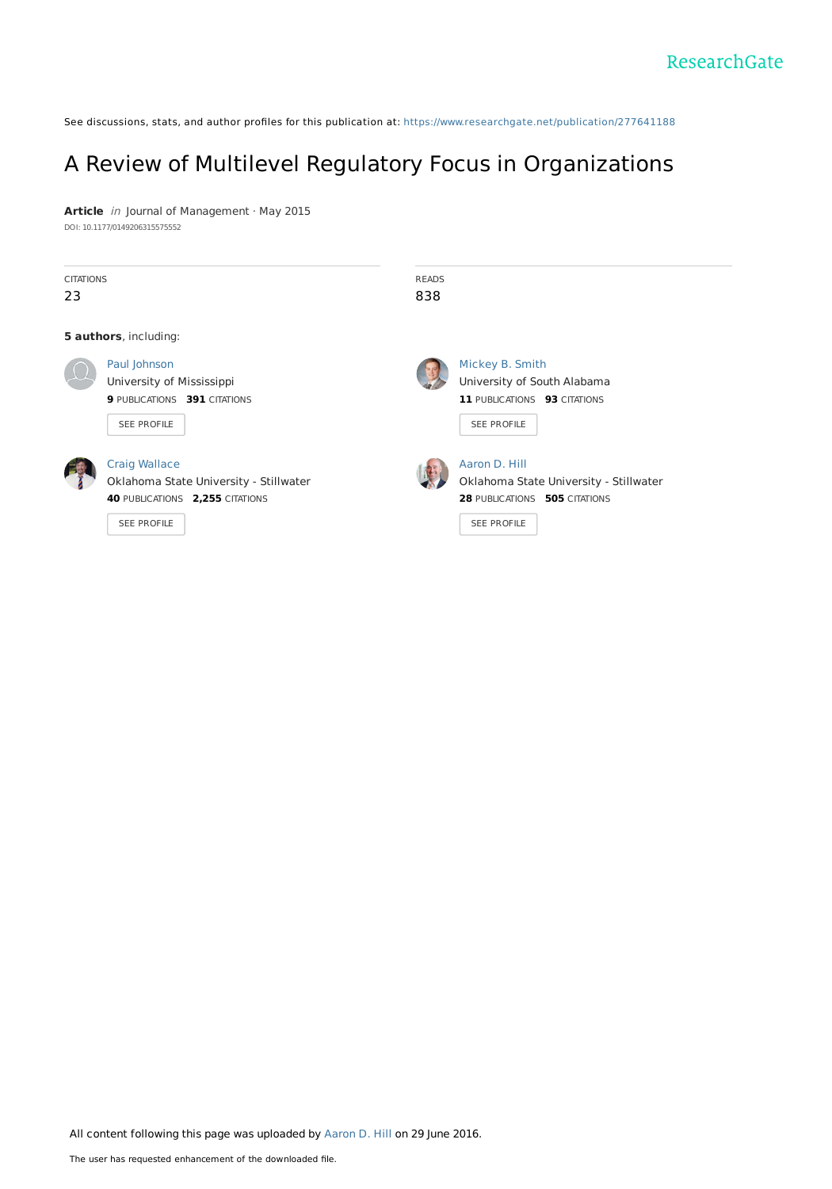See discussions, stats, and author profiles for this publication at: https://www.researchgate.net/publication/277641188

# A Review of Multilevel Regulatory Focus in Organizations

**Article** *in* Journal of Management · May 2015

DOI: 10.1177/0149206315575552

| CITATIONS | READS |
|---|---|
| 23 | 838 |

**5 authors**, including:

**Paul Johnson**
University of Mississippi
**9** PUBLICATIONS **391** CITATIONS
SEE PROFILE

**Mickey B. Smith**
University of South Alabama
**11** PUBLICATIONS **93** CITATIONS
SEE PROFILE

**Craig Wallace**
Oklahoma State University - Stillwater
**40** PUBLICATIONS **2,255** CITATIONS
SEE PROFILE

**Aaron D. Hill**
Oklahoma State University - Stillwater
**28** PUBLICATIONS **505** CITATIONS
SEE PROFILE

All content following this page was uploaded by Aaron D. Hill on 29 June 2016.

The user has requested enhancement of the downloaded file.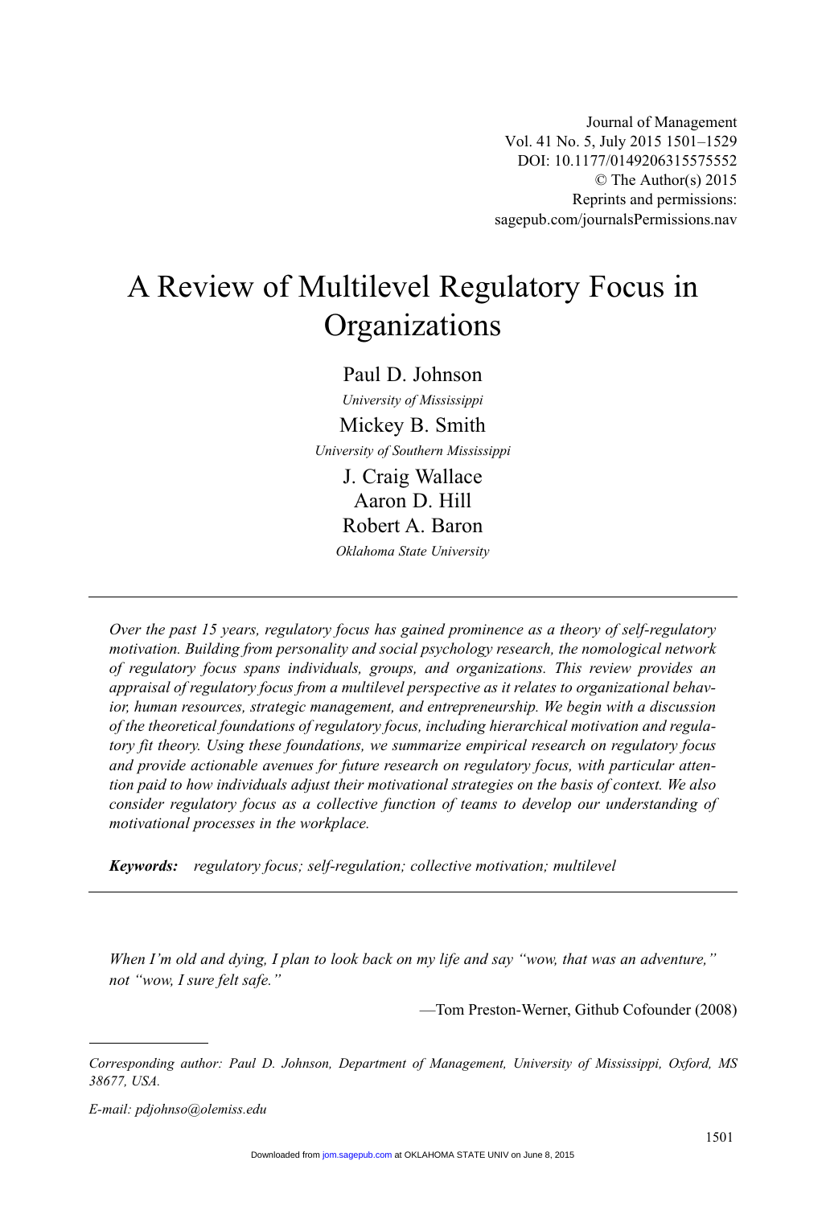# A Review of Multilevel Regulatory Focus in Organizations

Paul D. Johnson

*University of Mississippi*

Mickey B. Smith

*University of Southern Mississippi*

J. Craig Wallace
Aaron D. Hill
Robert A. Baron

*Oklahoma State University*

---

*Over the past 15 years, regulatory focus has gained prominence as a theory of self-regulatory motivation. Building from personality and social psychology research, the nomological network of regulatory focus spans individuals, groups, and organizations. This review provides an appraisal of regulatory focus from a multilevel perspective as it relates to organizational behavior, human resources, strategic management, and entrepreneurship. We begin with a discussion of the theoretical foundations of regulatory focus, including hierarchical motivation and regulatory fit theory. Using these foundations, we summarize empirical research on regulatory focus and provide actionable avenues for future research on regulatory focus, with particular attention paid to how individuals adjust their motivational strategies on the basis of context. We also consider regulatory focus as a collective function of teams to develop our understanding of motivational processes in the workplace.*

***Keywords:*** *regulatory focus; self-regulation; collective motivation; multilevel*

---

*When I'm old and dying, I plan to look back on my life and say "wow, that was an adventure," not "wow, I sure felt safe."*

—Tom Preston-Werner, Github Cofounder (2008)

---

*Corresponding author: Paul D. Johnson, Department of Management, University of Mississippi, Oxford, MS 38677, USA.*

*E-mail: pdjohnso@olemiss.edu*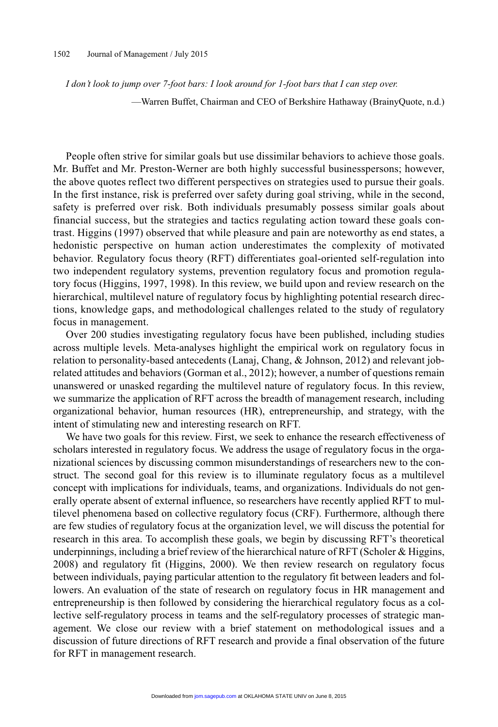*I don't look to jump over 7-foot bars: I look around for 1-foot bars that I can step over.*

—Warren Buffet, Chairman and CEO of Berkshire Hathaway (BrainyQuote, n.d.)

People often strive for similar goals but use dissimilar behaviors to achieve those goals. Mr. Buffet and Mr. Preston-Werner are both highly successful businesspersons; however, the above quotes reflect two different perspectives on strategies used to pursue their goals. In the first instance, risk is preferred over safety during goal striving, while in the second, safety is preferred over risk. Both individuals presumably possess similar goals about financial success, but the strategies and tactics regulating action toward these goals contrast. Higgins (1997) observed that while pleasure and pain are noteworthy as end states, a hedonistic perspective on human action underestimates the complexity of motivated behavior. Regulatory focus theory (RFT) differentiates goal-oriented self-regulation into two independent regulatory systems, prevention regulatory focus and promotion regulatory focus (Higgins, 1997, 1998). In this review, we build upon and review research on the hierarchical, multilevel nature of regulatory focus by highlighting potential research directions, knowledge gaps, and methodological challenges related to the study of regulatory focus in management.

Over 200 studies investigating regulatory focus have been published, including studies across multiple levels. Meta-analyses highlight the empirical work on regulatory focus in relation to personality-based antecedents (Lanaj, Chang, & Johnson, 2012) and relevant job-related attitudes and behaviors (Gorman et al., 2012); however, a number of questions remain unanswered or unasked regarding the multilevel nature of regulatory focus. In this review, we summarize the application of RFT across the breadth of management research, including organizational behavior, human resources (HR), entrepreneurship, and strategy, with the intent of stimulating new and interesting research on RFT.

We have two goals for this review. First, we seek to enhance the research effectiveness of scholars interested in regulatory focus. We address the usage of regulatory focus in the organizational sciences by discussing common misunderstandings of researchers new to the construct. The second goal for this review is to illuminate regulatory focus as a multilevel concept with implications for individuals, teams, and organizations. Individuals do not generally operate absent of external influence, so researchers have recently applied RFT to multilevel phenomena based on collective regulatory focus (CRF). Furthermore, although there are few studies of regulatory focus at the organization level, we will discuss the potential for research in this area. To accomplish these goals, we begin by discussing RFT's theoretical underpinnings, including a brief review of the hierarchical nature of RFT (Scholer & Higgins, 2008) and regulatory fit (Higgins, 2000). We then review research on regulatory focus between individuals, paying particular attention to the regulatory fit between leaders and followers. An evaluation of the state of research on regulatory focus in HR management and entrepreneurship is then followed by considering the hierarchical regulatory focus as a collective self-regulatory process in teams and the self-regulatory processes of strategic management. We close our review with a brief statement on methodological issues and a discussion of future directions of RFT research and provide a final observation of the future for RFT in management research.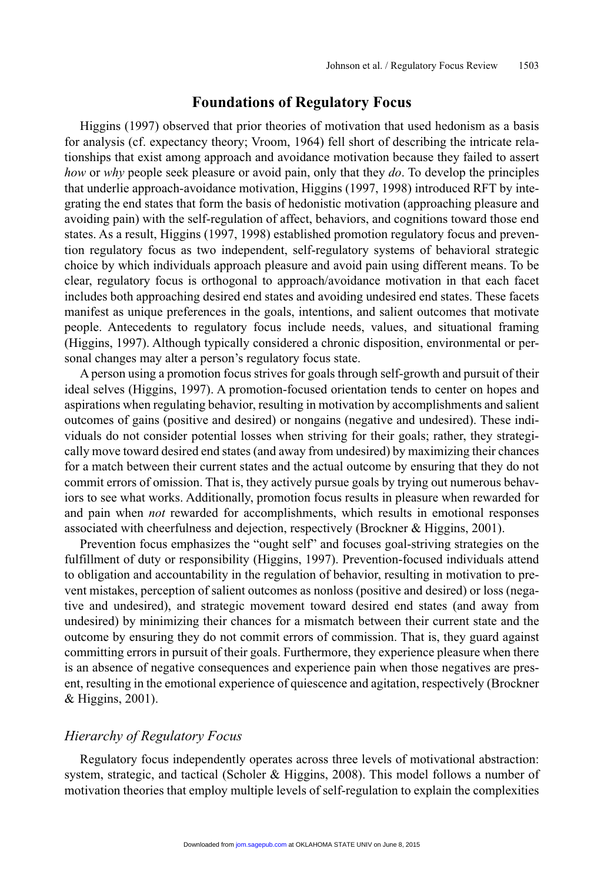## Foundations of Regulatory Focus

Higgins (1997) observed that prior theories of motivation that used hedonism as a basis for analysis (cf. expectancy theory; Vroom, 1964) fell short of describing the intricate relationships that exist among approach and avoidance motivation because they failed to assert *how* or *why* people seek pleasure or avoid pain, only that they *do*. To develop the principles that underlie approach-avoidance motivation, Higgins (1997, 1998) introduced RFT by integrating the end states that form the basis of hedonistic motivation (approaching pleasure and avoiding pain) with the self-regulation of affect, behaviors, and cognitions toward those end states. As a result, Higgins (1997, 1998) established promotion regulatory focus and prevention regulatory focus as two independent, self-regulatory systems of behavioral strategic choice by which individuals approach pleasure and avoid pain using different means. To be clear, regulatory focus is orthogonal to approach/avoidance motivation in that each facet includes both approaching desired end states and avoiding undesired end states. These facets manifest as unique preferences in the goals, intentions, and salient outcomes that motivate people. Antecedents to regulatory focus include needs, values, and situational framing (Higgins, 1997). Although typically considered a chronic disposition, environmental or personal changes may alter a person's regulatory focus state.

A person using a promotion focus strives for goals through self-growth and pursuit of their ideal selves (Higgins, 1997). A promotion-focused orientation tends to center on hopes and aspirations when regulating behavior, resulting in motivation by accomplishments and salient outcomes of gains (positive and desired) or nongains (negative and undesired). These individuals do not consider potential losses when striving for their goals; rather, they strategically move toward desired end states (and away from undesired) by maximizing their chances for a match between their current states and the actual outcome by ensuring that they do not commit errors of omission. That is, they actively pursue goals by trying out numerous behaviors to see what works. Additionally, promotion focus results in pleasure when rewarded for and pain when *not* rewarded for accomplishments, which results in emotional responses associated with cheerfulness and dejection, respectively (Brockner & Higgins, 2001).

Prevention focus emphasizes the "ought self" and focuses goal-striving strategies on the fulfillment of duty or responsibility (Higgins, 1997). Prevention-focused individuals attend to obligation and accountability in the regulation of behavior, resulting in motivation to prevent mistakes, perception of salient outcomes as nonloss (positive and desired) or loss (negative and undesired), and strategic movement toward desired end states (and away from undesired) by minimizing their chances for a mismatch between their current state and the outcome by ensuring they do not commit errors of commission. That is, they guard against committing errors in pursuit of their goals. Furthermore, they experience pleasure when there is an absence of negative consequences and experience pain when those negatives are present, resulting in the emotional experience of quiescence and agitation, respectively (Brockner & Higgins, 2001).

### *Hierarchy of Regulatory Focus*

Regulatory focus independently operates across three levels of motivational abstraction: system, strategic, and tactical (Scholer & Higgins, 2008). This model follows a number of motivation theories that employ multiple levels of self-regulation to explain the complexities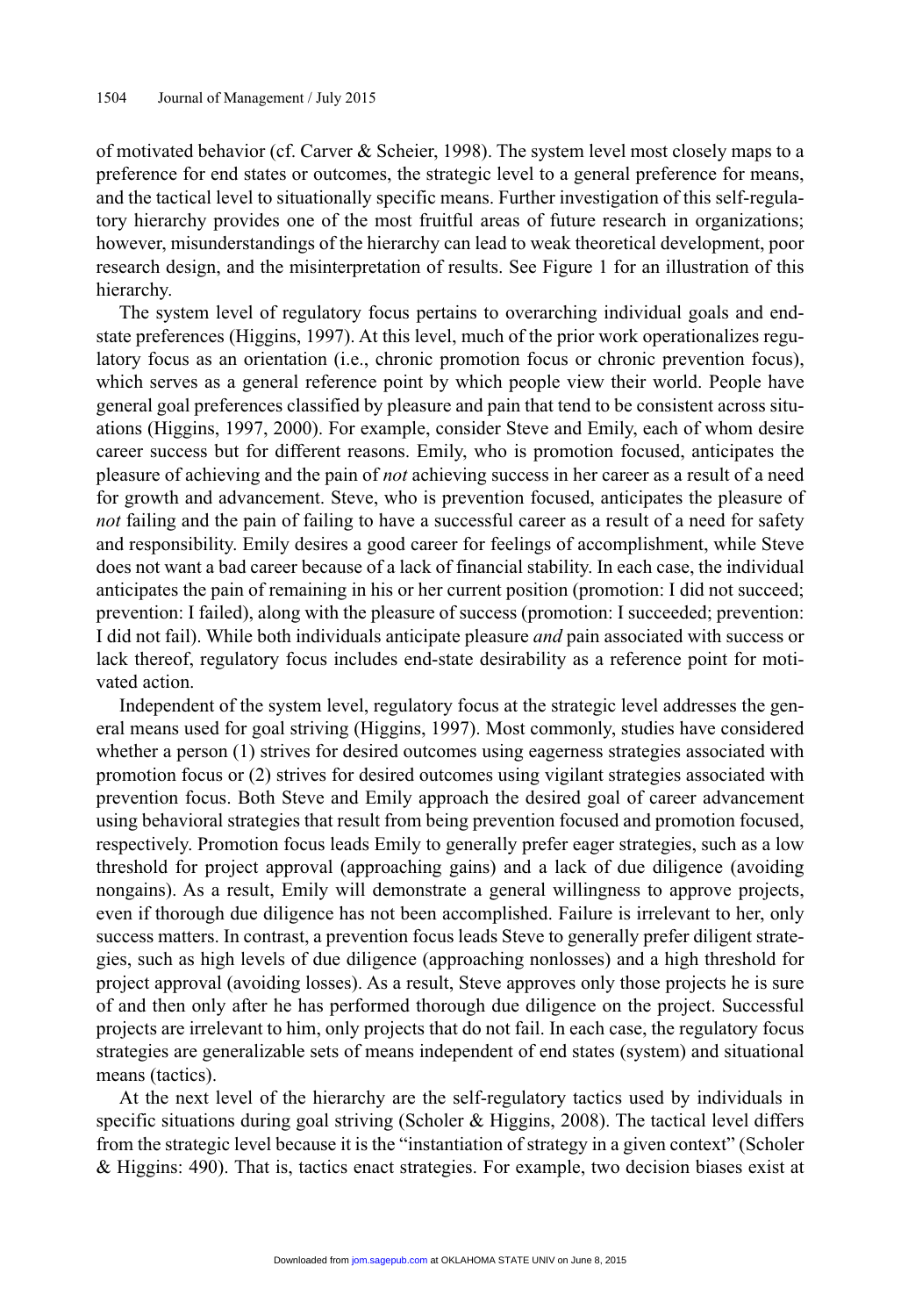of motivated behavior (cf. Carver & Scheier, 1998). The system level most closely maps to a preference for end states or outcomes, the strategic level to a general preference for means, and the tactical level to situationally specific means. Further investigation of this self-regulatory hierarchy provides one of the most fruitful areas of future research in organizations; however, misunderstandings of the hierarchy can lead to weak theoretical development, poor research design, and the misinterpretation of results. See Figure 1 for an illustration of this hierarchy.

The system level of regulatory focus pertains to overarching individual goals and end-state preferences (Higgins, 1997). At this level, much of the prior work operationalizes regulatory focus as an orientation (i.e., chronic promotion focus or chronic prevention focus), which serves as a general reference point by which people view their world. People have general goal preferences classified by pleasure and pain that tend to be consistent across situations (Higgins, 1997, 2000). For example, consider Steve and Emily, each of whom desire career success but for different reasons. Emily, who is promotion focused, anticipates the pleasure of achieving and the pain of *not* achieving success in her career as a result of a need for growth and advancement. Steve, who is prevention focused, anticipates the pleasure of *not* failing and the pain of failing to have a successful career as a result of a need for safety and responsibility. Emily desires a good career for feelings of accomplishment, while Steve does not want a bad career because of a lack of financial stability. In each case, the individual anticipates the pain of remaining in his or her current position (promotion: I did not succeed; prevention: I failed), along with the pleasure of success (promotion: I succeeded; prevention: I did not fail). While both individuals anticipate pleasure *and* pain associated with success or lack thereof, regulatory focus includes end-state desirability as a reference point for motivated action.

Independent of the system level, regulatory focus at the strategic level addresses the general means used for goal striving (Higgins, 1997). Most commonly, studies have considered whether a person (1) strives for desired outcomes using eagerness strategies associated with promotion focus or (2) strives for desired outcomes using vigilant strategies associated with prevention focus. Both Steve and Emily approach the desired goal of career advancement using behavioral strategies that result from being prevention focused and promotion focused, respectively. Promotion focus leads Emily to generally prefer eager strategies, such as a low threshold for project approval (approaching gains) and a lack of due diligence (avoiding nongains). As a result, Emily will demonstrate a general willingness to approve projects, even if thorough due diligence has not been accomplished. Failure is irrelevant to her, only success matters. In contrast, a prevention focus leads Steve to generally prefer diligent strategies, such as high levels of due diligence (approaching nonlosses) and a high threshold for project approval (avoiding losses). As a result, Steve approves only those projects he is sure of and then only after he has performed thorough due diligence on the project. Successful projects are irrelevant to him, only projects that do not fail. In each case, the regulatory focus strategies are generalizable sets of means independent of end states (system) and situational means (tactics).

At the next level of the hierarchy are the self-regulatory tactics used by individuals in specific situations during goal striving (Scholer & Higgins, 2008). The tactical level differs from the strategic level because it is the "instantiation of strategy in a given context" (Scholer & Higgins: 490). That is, tactics enact strategies. For example, two decision biases exist at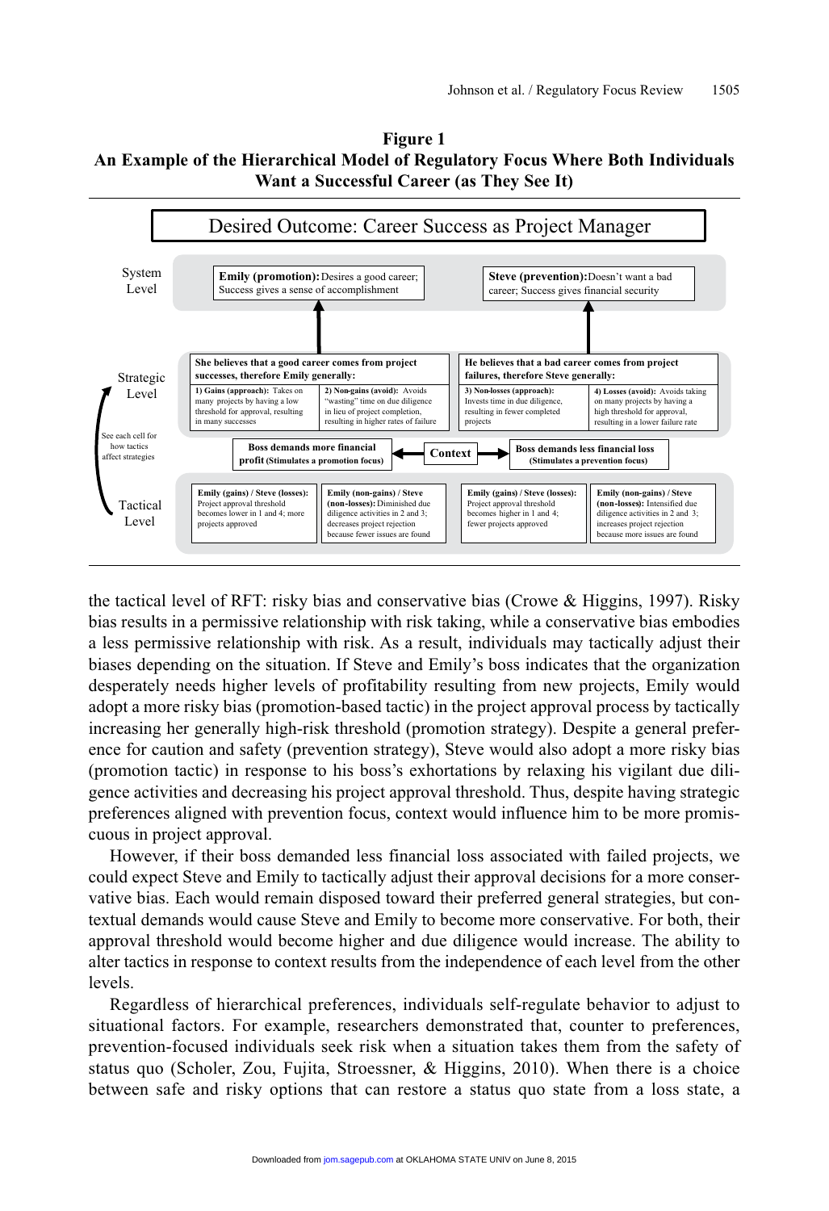**Figure 1**
**An Example of the Hierarchical Model of Regulatory Focus Where Both Individuals Want a Successful Career (as They See It)**

**Desired Outcome: Career Success as Project Manager**

**System Level**

- **Emily (promotion):** Desires a good career; Success gives a sense of accomplishment
- **Steve (prevention):** Doesn't want a bad career; Success gives financial security

**Strategic Level**

| She believes that a good career comes from project successes, therefore Emily generally: | | He believes that a bad career comes from project failures, therefore Steve generally: | |
|---|---|---|---|
| **1) Gains (approach):** Takes on many projects by having a low threshold for approval, resulting in many successes | **2) Non-gains (avoid):** Avoids "wasting" time on due diligence in lieu of project completion, resulting in higher rates of failure | **3) Non-losses (approach):** Invests time in due diligence, resulting in fewer completed projects | **4) Losses (avoid):** Avoids taking on many projects by having a high threshold for approval, resulting in a lower failure rate |

See each cell for how tactics affect strategies

**Context:** **Boss demands more financial profit (Stimulates a promotion focus)** ← Context → **Boss demands less financial loss (Stimulates a prevention focus)**

**Tactical Level**

| Emily (gains) / Steve (losses): | Emily (non-gains) / Steve (non-losses): | Emily (gains) / Steve (losses): | Emily (non-gains) / Steve (non-losses): |
|---|---|---|---|
| Project approval threshold becomes lower in 1 and 4; more projects approved | Diminished due diligence activities in 2 and 3; decreases project rejection because fewer issues are found | Project approval threshold becomes higher in 1 and 4; fewer projects approved | Intensified due diligence activities in 2 and 3; increases project rejection because more issues are found |

the tactical level of RFT: risky bias and conservative bias (Crowe & Higgins, 1997). Risky bias results in a permissive relationship with risk taking, while a conservative bias embodies a less permissive relationship with risk. As a result, individuals may tactically adjust their biases depending on the situation. If Steve and Emily's boss indicates that the organization desperately needs higher levels of profitability resulting from new projects, Emily would adopt a more risky bias (promotion-based tactic) in the project approval process by tactically increasing her generally high-risk threshold (promotion strategy). Despite a general preference for caution and safety (prevention strategy), Steve would also adopt a more risky bias (promotion tactic) in response to his boss's exhortations by relaxing his vigilant due diligence activities and decreasing his project approval threshold. Thus, despite having strategic preferences aligned with prevention focus, context would influence him to be more promiscuous in project approval.

However, if their boss demanded less financial loss associated with failed projects, we could expect Steve and Emily to tactically adjust their approval decisions for a more conservative bias. Each would remain disposed toward their preferred general strategies, but contextual demands would cause Steve and Emily to become more conservative. For both, their approval threshold would become higher and due diligence would increase. The ability to alter tactics in response to context results from the independence of each level from the other levels.

Regardless of hierarchical preferences, individuals self-regulate behavior to adjust to situational factors. For example, researchers demonstrated that, counter to preferences, prevention-focused individuals seek risk when a situation takes them from the safety of status quo (Scholer, Zou, Fujita, Stroessner, & Higgins, 2010). When there is a choice between safe and risky options that can restore a status quo state from a loss state, a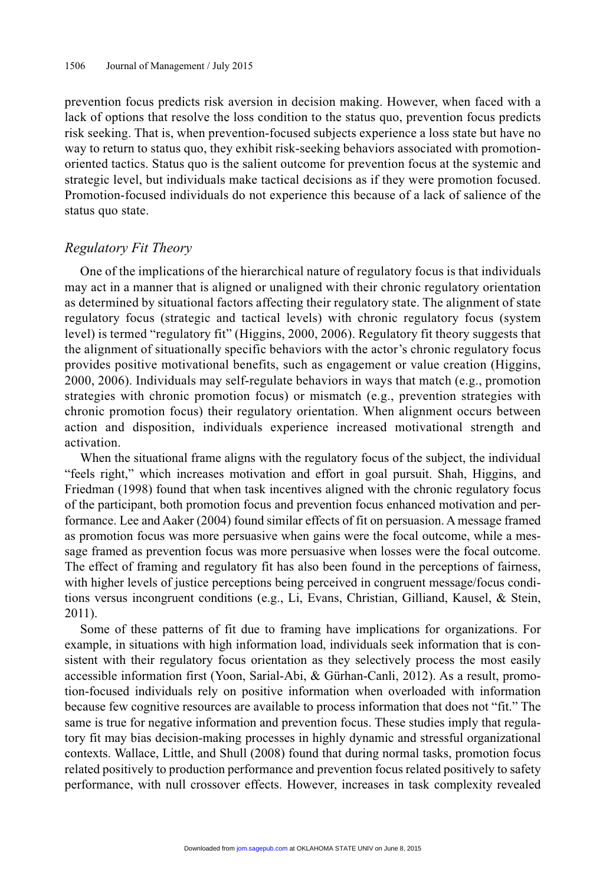prevention focus predicts risk aversion in decision making. However, when faced with a lack of options that resolve the loss condition to the status quo, prevention focus predicts risk seeking. That is, when prevention-focused subjects experience a loss state but have no way to return to status quo, they exhibit risk-seeking behaviors associated with promotion-oriented tactics. Status quo is the salient outcome for prevention focus at the systemic and strategic level, but individuals make tactical decisions as if they were promotion focused. Promotion-focused individuals do not experience this because of a lack of salience of the status quo state.

### *Regulatory Fit Theory*

One of the implications of the hierarchical nature of regulatory focus is that individuals may act in a manner that is aligned or unaligned with their chronic regulatory orientation as determined by situational factors affecting their regulatory state. The alignment of state regulatory focus (strategic and tactical levels) with chronic regulatory focus (system level) is termed "regulatory fit" (Higgins, 2000, 2006). Regulatory fit theory suggests that the alignment of situationally specific behaviors with the actor's chronic regulatory focus provides positive motivational benefits, such as engagement or value creation (Higgins, 2000, 2006). Individuals may self-regulate behaviors in ways that match (e.g., promotion strategies with chronic promotion focus) or mismatch (e.g., prevention strategies with chronic promotion focus) their regulatory orientation. When alignment occurs between action and disposition, individuals experience increased motivational strength and activation.

When the situational frame aligns with the regulatory focus of the subject, the individual "feels right," which increases motivation and effort in goal pursuit. Shah, Higgins, and Friedman (1998) found that when task incentives aligned with the chronic regulatory focus of the participant, both promotion focus and prevention focus enhanced motivation and performance. Lee and Aaker (2004) found similar effects of fit on persuasion. A message framed as promotion focus was more persuasive when gains were the focal outcome, while a message framed as prevention focus was more persuasive when losses were the focal outcome. The effect of framing and regulatory fit has also been found in the perceptions of fairness, with higher levels of justice perceptions being perceived in congruent message/focus conditions versus incongruent conditions (e.g., Li, Evans, Christian, Gilliand, Kausel, & Stein, 2011).

Some of these patterns of fit due to framing have implications for organizations. For example, in situations with high information load, individuals seek information that is consistent with their regulatory focus orientation as they selectively process the most easily accessible information first (Yoon, Sarial-Abi, & Gürhan-Canli, 2012). As a result, promotion-focused individuals rely on positive information when overloaded with information because few cognitive resources are available to process information that does not "fit." The same is true for negative information and prevention focus. These studies imply that regulatory fit may bias decision-making processes in highly dynamic and stressful organizational contexts. Wallace, Little, and Shull (2008) found that during normal tasks, promotion focus related positively to production performance and prevention focus related positively to safety performance, with null crossover effects. However, increases in task complexity revealed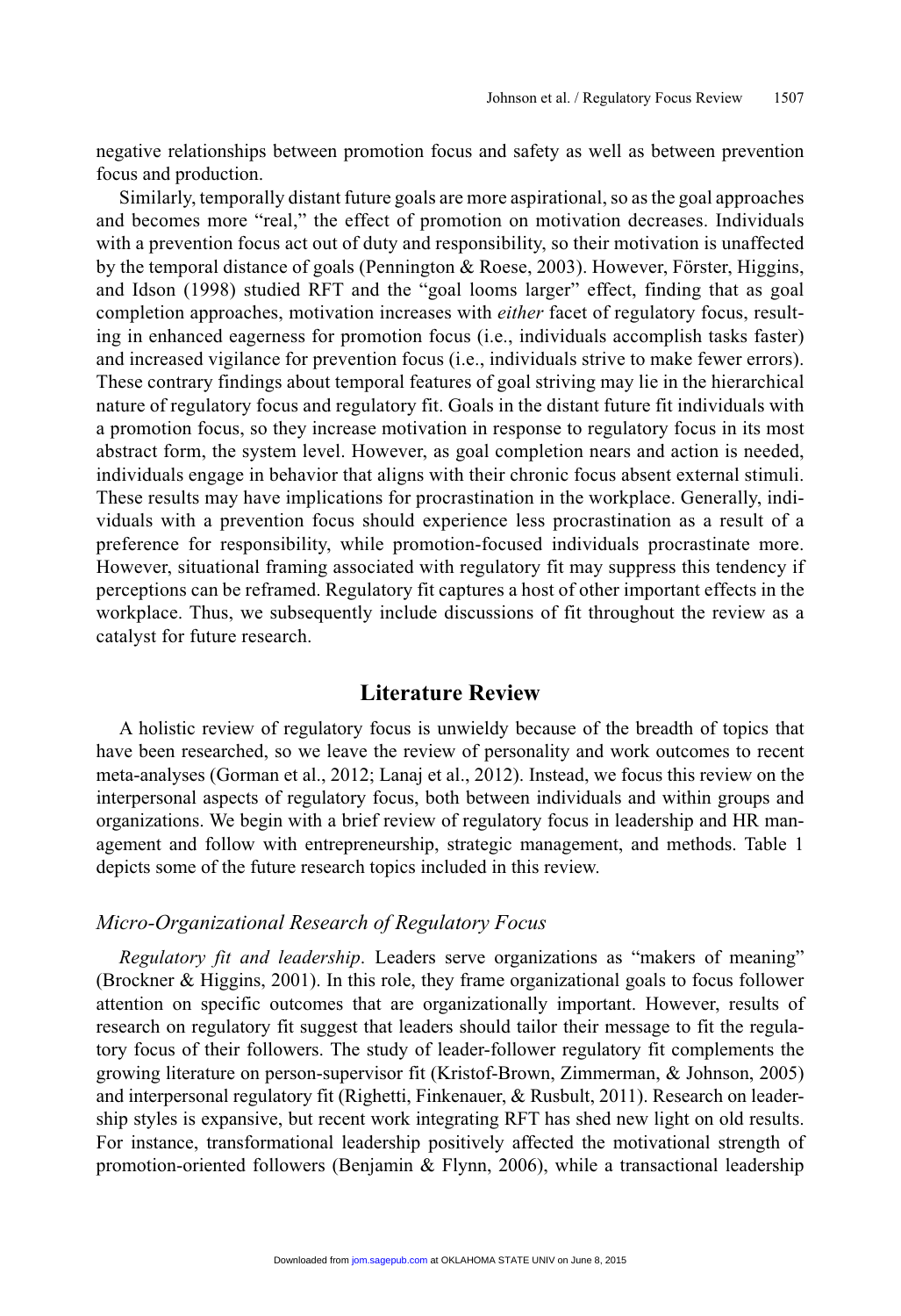negative relationships between promotion focus and safety as well as between prevention focus and production.

Similarly, temporally distant future goals are more aspirational, so as the goal approaches and becomes more "real," the effect of promotion on motivation decreases. Individuals with a prevention focus act out of duty and responsibility, so their motivation is unaffected by the temporal distance of goals (Pennington & Roese, 2003). However, Förster, Higgins, and Idson (1998) studied RFT and the "goal looms larger" effect, finding that as goal completion approaches, motivation increases with *either* facet of regulatory focus, resulting in enhanced eagerness for promotion focus (i.e., individuals accomplish tasks faster) and increased vigilance for prevention focus (i.e., individuals strive to make fewer errors). These contrary findings about temporal features of goal striving may lie in the hierarchical nature of regulatory focus and regulatory fit. Goals in the distant future fit individuals with a promotion focus, so they increase motivation in response to regulatory focus in its most abstract form, the system level. However, as goal completion nears and action is needed, individuals engage in behavior that aligns with their chronic focus absent external stimuli. These results may have implications for procrastination in the workplace. Generally, individuals with a prevention focus should experience less procrastination as a result of a preference for responsibility, while promotion-focused individuals procrastinate more. However, situational framing associated with regulatory fit may suppress this tendency if perceptions can be reframed. Regulatory fit captures a host of other important effects in the workplace. Thus, we subsequently include discussions of fit throughout the review as a catalyst for future research.

## Literature Review

A holistic review of regulatory focus is unwieldy because of the breadth of topics that have been researched, so we leave the review of personality and work outcomes to recent meta-analyses (Gorman et al., 2012; Lanaj et al., 2012). Instead, we focus this review on the interpersonal aspects of regulatory focus, both between individuals and within groups and organizations. We begin with a brief review of regulatory focus in leadership and HR management and follow with entrepreneurship, strategic management, and methods. Table 1 depicts some of the future research topics included in this review.

### *Micro-Organizational Research of Regulatory Focus*

*Regulatory fit and leadership*. Leaders serve organizations as "makers of meaning" (Brockner & Higgins, 2001). In this role, they frame organizational goals to focus follower attention on specific outcomes that are organizationally important. However, results of research on regulatory fit suggest that leaders should tailor their message to fit the regulatory focus of their followers. The study of leader-follower regulatory fit complements the growing literature on person-supervisor fit (Kristof-Brown, Zimmerman, & Johnson, 2005) and interpersonal regulatory fit (Righetti, Finkenauer, & Rusbult, 2011). Research on leadership styles is expansive, but recent work integrating RFT has shed new light on old results. For instance, transformational leadership positively affected the motivational strength of promotion-oriented followers (Benjamin & Flynn, 2006), while a transactional leadership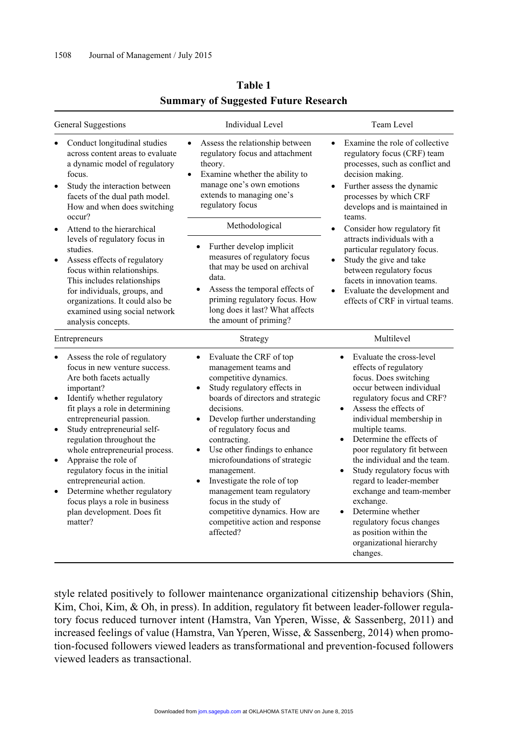**Table 1**
**Summary of Suggested Future Research**

| General Suggestions | Individual Level | Team Level |
|---|---|---|
| • Conduct longitudinal studies across content areas to evaluate a dynamic model of regulatory focus.<br>• Study the interaction between facets of the dual path model. How and when does switching occur?<br>• Attend to the hierarchical levels of regulatory focus in studies.<br>• Assess effects of regulatory focus within relationships. This includes relationships for individuals, groups, and organizations. It could also be examined using social network analysis concepts. | • Assess the relationship between regulatory focus and attachment theory.<br>• Examine whether the ability to manage one's own emotions extends to managing one's regulatory focus<br><br>**Methodological**<br><br>• Further develop implicit measures of regulatory focus that may be used on archival data.<br>• Assess the temporal effects of priming regulatory focus. How long does it last? What affects the amount of priming? | • Examine the role of collective regulatory focus (CRF) team processes, such as conflict and decision making.<br>• Further assess the dynamic processes by which CRF develops and is maintained in teams.<br>• Consider how regulatory fit attracts individuals with a particular regulatory focus.<br>• Study the give and take between regulatory focus facets in innovation teams.<br>• Evaluate the development and effects of CRF in virtual teams. |
| **Entrepreneurs** | **Strategy** | **Multilevel** |
| • Assess the role of regulatory focus in new venture success. Are both facets actually important?<br>• Identify whether regulatory fit plays a role in determining entrepreneurial passion.<br>• Study entrepreneurial self-regulation throughout the whole entrepreneurial process.<br>• Appraise the role of regulatory focus in the initial entrepreneurial action.<br>• Determine whether regulatory focus plays a role in business plan development. Does fit matter? | • Evaluate the CRF of top management teams and competitive dynamics.<br>• Study regulatory effects in boards of directors and strategic decisions.<br>• Develop further understanding of regulatory focus and contracting.<br>• Use other findings to enhance microfoundations of strategic management.<br>• Investigate the role of top management team regulatory focus in the study of competitive dynamics. How are competitive action and response affected? | • Evaluate the cross-level effects of regulatory focus. Does switching occur between individual regulatory focus and CRF?<br>• Assess the effects of individual membership in multiple teams.<br>• Determine the effects of poor regulatory fit between the individual and the team.<br>• Study regulatory focus with regard to leader-member exchange and team-member exchange.<br>• Determine whether regulatory focus changes as position within the organizational hierarchy changes. |

style related positively to follower maintenance organizational citizenship behaviors (Shin, Kim, Choi, Kim, & Oh, in press). In addition, regulatory fit between leader-follower regulatory focus reduced turnover intent (Hamstra, Van Yperen, Wisse, & Sassenberg, 2011) and increased feelings of value (Hamstra, Van Yperen, Wisse, & Sassenberg, 2014) when promotion-focused followers viewed leaders as transformational and prevention-focused followers viewed leaders as transactional.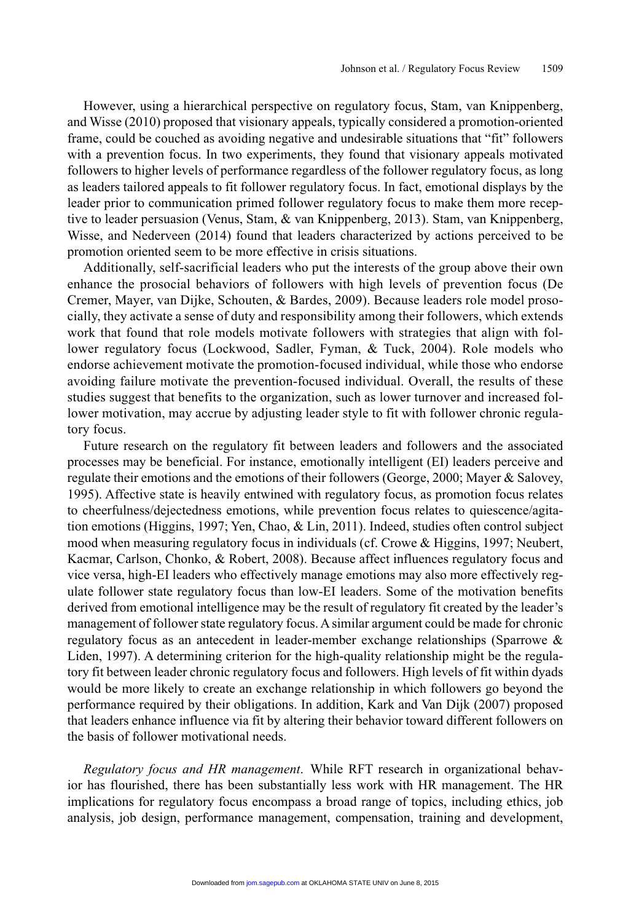However, using a hierarchical perspective on regulatory focus, Stam, van Knippenberg, and Wisse (2010) proposed that visionary appeals, typically considered a promotion-oriented frame, could be couched as avoiding negative and undesirable situations that "fit" followers with a prevention focus. In two experiments, they found that visionary appeals motivated followers to higher levels of performance regardless of the follower regulatory focus, as long as leaders tailored appeals to fit follower regulatory focus. In fact, emotional displays by the leader prior to communication primed follower regulatory focus to make them more receptive to leader persuasion (Venus, Stam, & van Knippenberg, 2013). Stam, van Knippenberg, Wisse, and Nederveen (2014) found that leaders characterized by actions perceived to be promotion oriented seem to be more effective in crisis situations.

Additionally, self-sacrificial leaders who put the interests of the group above their own enhance the prosocial behaviors of followers with high levels of prevention focus (De Cremer, Mayer, van Dijke, Schouten, & Bardes, 2009). Because leaders role model prosocially, they activate a sense of duty and responsibility among their followers, which extends work that found that role models motivate followers with strategies that align with follower regulatory focus (Lockwood, Sadler, Fyman, & Tuck, 2004). Role models who endorse achievement motivate the promotion-focused individual, while those who endorse avoiding failure motivate the prevention-focused individual. Overall, the results of these studies suggest that benefits to the organization, such as lower turnover and increased follower motivation, may accrue by adjusting leader style to fit with follower chronic regulatory focus.

Future research on the regulatory fit between leaders and followers and the associated processes may be beneficial. For instance, emotionally intelligent (EI) leaders perceive and regulate their emotions and the emotions of their followers (George, 2000; Mayer & Salovey, 1995). Affective state is heavily entwined with regulatory focus, as promotion focus relates to cheerfulness/dejectedness emotions, while prevention focus relates to quiescence/agitation emotions (Higgins, 1997; Yen, Chao, & Lin, 2011). Indeed, studies often control subject mood when measuring regulatory focus in individuals (cf. Crowe & Higgins, 1997; Neubert, Kacmar, Carlson, Chonko, & Robert, 2008). Because affect influences regulatory focus and vice versa, high-EI leaders who effectively manage emotions may also more effectively regulate follower state regulatory focus than low-EI leaders. Some of the motivation benefits derived from emotional intelligence may be the result of regulatory fit created by the leader's management of follower state regulatory focus. A similar argument could be made for chronic regulatory focus as an antecedent in leader-member exchange relationships (Sparrowe & Liden, 1997). A determining criterion for the high-quality relationship might be the regulatory fit between leader chronic regulatory focus and followers. High levels of fit within dyads would be more likely to create an exchange relationship in which followers go beyond the performance required by their obligations. In addition, Kark and Van Dijk (2007) proposed that leaders enhance influence via fit by altering their behavior toward different followers on the basis of follower motivational needs.

*Regulatory focus and HR management*. While RFT research in organizational behavior has flourished, there has been substantially less work with HR management. The HR implications for regulatory focus encompass a broad range of topics, including ethics, job analysis, job design, performance management, compensation, training and development,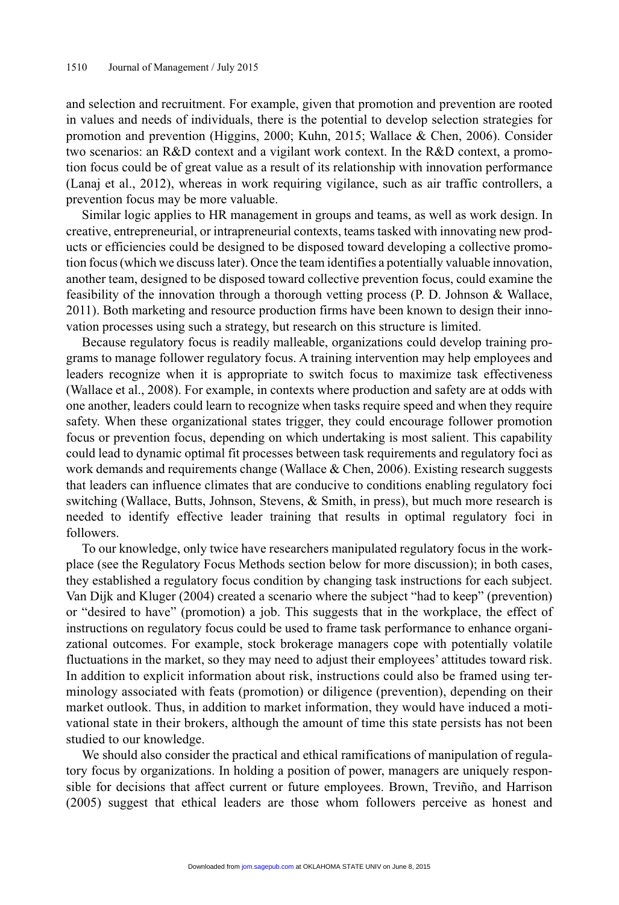and selection and recruitment. For example, given that promotion and prevention are rooted in values and needs of individuals, there is the potential to develop selection strategies for promotion and prevention (Higgins, 2000; Kuhn, 2015; Wallace & Chen, 2006). Consider two scenarios: an R&D context and a vigilant work context. In the R&D context, a promotion focus could be of great value as a result of its relationship with innovation performance (Lanaj et al., 2012), whereas in work requiring vigilance, such as air traffic controllers, a prevention focus may be more valuable.

Similar logic applies to HR management in groups and teams, as well as work design. In creative, entrepreneurial, or intrapreneurial contexts, teams tasked with innovating new products or efficiencies could be designed to be disposed toward developing a collective promotion focus (which we discuss later). Once the team identifies a potentially valuable innovation, another team, designed to be disposed toward collective prevention focus, could examine the feasibility of the innovation through a thorough vetting process (P. D. Johnson & Wallace, 2011). Both marketing and resource production firms have been known to design their innovation processes using such a strategy, but research on this structure is limited.

Because regulatory focus is readily malleable, organizations could develop training programs to manage follower regulatory focus. A training intervention may help employees and leaders recognize when it is appropriate to switch focus to maximize task effectiveness (Wallace et al., 2008). For example, in contexts where production and safety are at odds with one another, leaders could learn to recognize when tasks require speed and when they require safety. When these organizational states trigger, they could encourage follower promotion focus or prevention focus, depending on which undertaking is most salient. This capability could lead to dynamic optimal fit processes between task requirements and regulatory foci as work demands and requirements change (Wallace & Chen, 2006). Existing research suggests that leaders can influence climates that are conducive to conditions enabling regulatory foci switching (Wallace, Butts, Johnson, Stevens, & Smith, in press), but much more research is needed to identify effective leader training that results in optimal regulatory foci in followers.

To our knowledge, only twice have researchers manipulated regulatory focus in the workplace (see the Regulatory Focus Methods section below for more discussion); in both cases, they established a regulatory focus condition by changing task instructions for each subject. Van Dijk and Kluger (2004) created a scenario where the subject "had to keep" (prevention) or "desired to have" (promotion) a job. This suggests that in the workplace, the effect of instructions on regulatory focus could be used to frame task performance to enhance organizational outcomes. For example, stock brokerage managers cope with potentially volatile fluctuations in the market, so they may need to adjust their employees' attitudes toward risk. In addition to explicit information about risk, instructions could also be framed using terminology associated with feats (promotion) or diligence (prevention), depending on their market outlook. Thus, in addition to market information, they would have induced a motivational state in their brokers, although the amount of time this state persists has not been studied to our knowledge.

We should also consider the practical and ethical ramifications of manipulation of regulatory focus by organizations. In holding a position of power, managers are uniquely responsible for decisions that affect current or future employees. Brown, Treviño, and Harrison (2005) suggest that ethical leaders are those whom followers perceive as honest and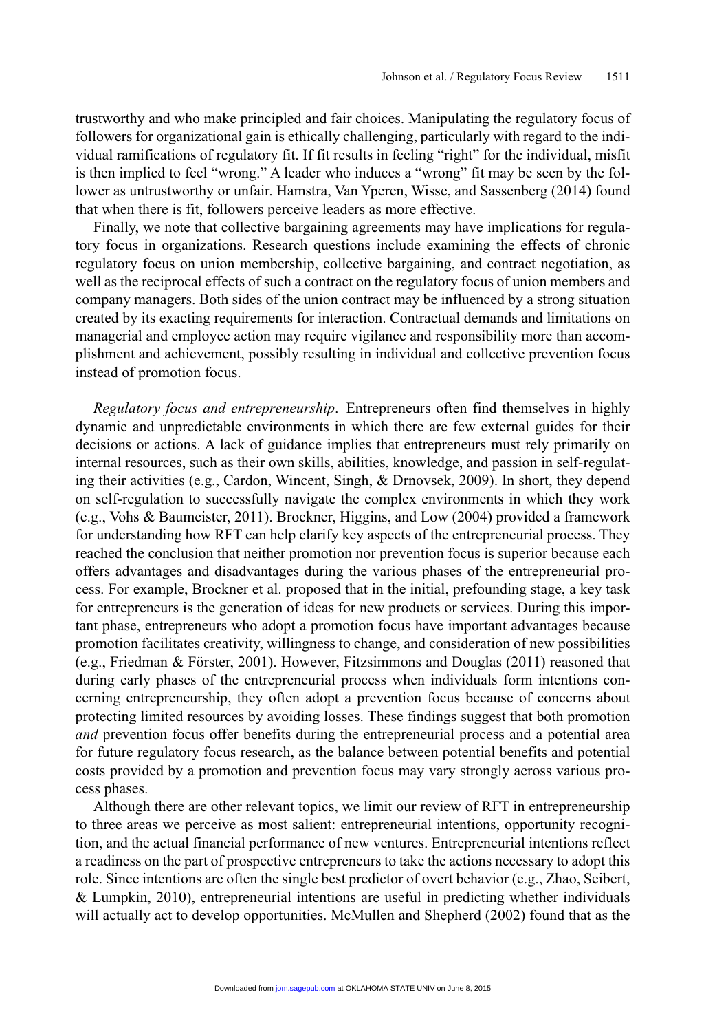trustworthy and who make principled and fair choices. Manipulating the regulatory focus of followers for organizational gain is ethically challenging, particularly with regard to the individual ramifications of regulatory fit. If fit results in feeling "right" for the individual, misfit is then implied to feel "wrong." A leader who induces a "wrong" fit may be seen by the follower as untrustworthy or unfair. Hamstra, Van Yperen, Wisse, and Sassenberg (2014) found that when there is fit, followers perceive leaders as more effective.

Finally, we note that collective bargaining agreements may have implications for regulatory focus in organizations. Research questions include examining the effects of chronic regulatory focus on union membership, collective bargaining, and contract negotiation, as well as the reciprocal effects of such a contract on the regulatory focus of union members and company managers. Both sides of the union contract may be influenced by a strong situation created by its exacting requirements for interaction. Contractual demands and limitations on managerial and employee action may require vigilance and responsibility more than accomplishment and achievement, possibly resulting in individual and collective prevention focus instead of promotion focus.

*Regulatory focus and entrepreneurship*. Entrepreneurs often find themselves in highly dynamic and unpredictable environments in which there are few external guides for their decisions or actions. A lack of guidance implies that entrepreneurs must rely primarily on internal resources, such as their own skills, abilities, knowledge, and passion in self-regulating their activities (e.g., Cardon, Wincent, Singh, & Drnovsek, 2009). In short, they depend on self-regulation to successfully navigate the complex environments in which they work (e.g., Vohs & Baumeister, 2011). Brockner, Higgins, and Low (2004) provided a framework for understanding how RFT can help clarify key aspects of the entrepreneurial process. They reached the conclusion that neither promotion nor prevention focus is superior because each offers advantages and disadvantages during the various phases of the entrepreneurial process. For example, Brockner et al. proposed that in the initial, prefounding stage, a key task for entrepreneurs is the generation of ideas for new products or services. During this important phase, entrepreneurs who adopt a promotion focus have important advantages because promotion facilitates creativity, willingness to change, and consideration of new possibilities (e.g., Friedman & Förster, 2001). However, Fitzsimmons and Douglas (2011) reasoned that during early phases of the entrepreneurial process when individuals form intentions concerning entrepreneurship, they often adopt a prevention focus because of concerns about protecting limited resources by avoiding losses. These findings suggest that both promotion *and* prevention focus offer benefits during the entrepreneurial process and a potential area for future regulatory focus research, as the balance between potential benefits and potential costs provided by a promotion and prevention focus may vary strongly across various process phases.

Although there are other relevant topics, we limit our review of RFT in entrepreneurship to three areas we perceive as most salient: entrepreneurial intentions, opportunity recognition, and the actual financial performance of new ventures. Entrepreneurial intentions reflect a readiness on the part of prospective entrepreneurs to take the actions necessary to adopt this role. Since intentions are often the single best predictor of overt behavior (e.g., Zhao, Seibert, & Lumpkin, 2010), entrepreneurial intentions are useful in predicting whether individuals will actually act to develop opportunities. McMullen and Shepherd (2002) found that as the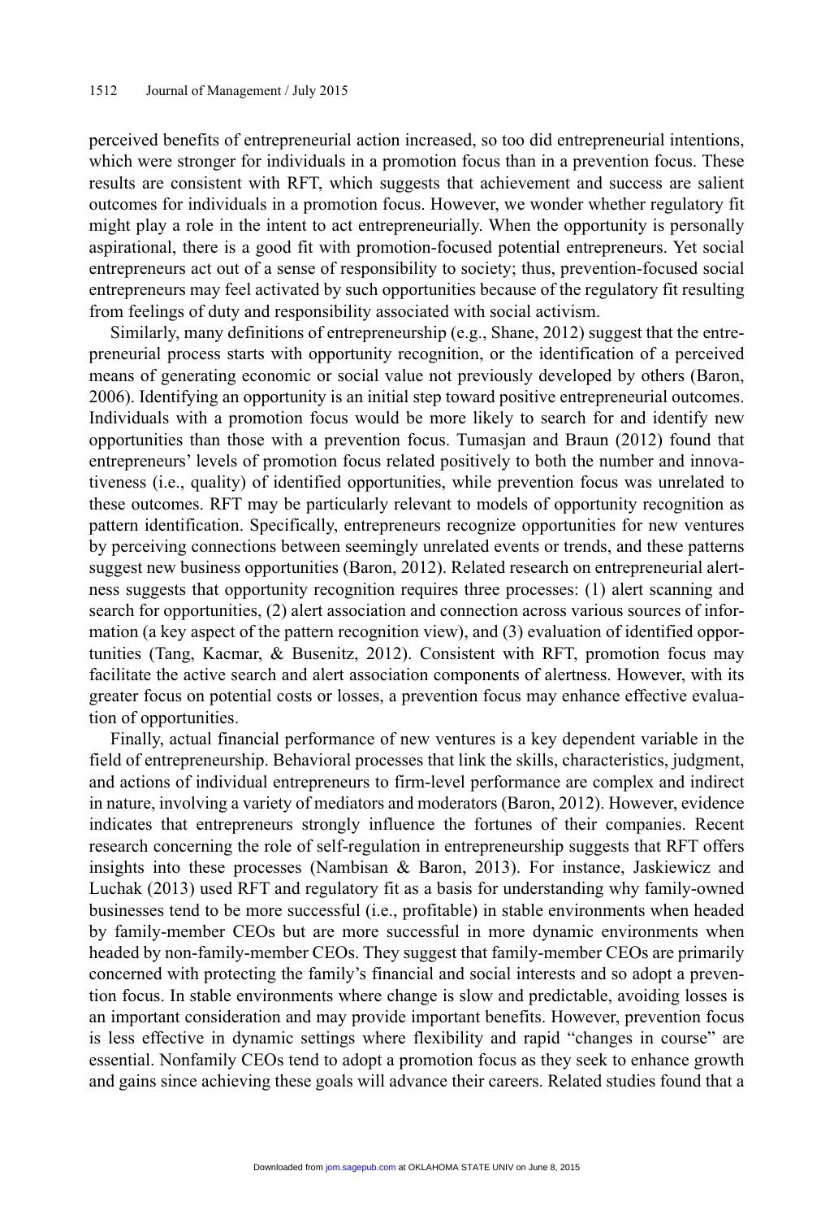perceived benefits of entrepreneurial action increased, so too did entrepreneurial intentions, which were stronger for individuals in a promotion focus than in a prevention focus. These results are consistent with RFT, which suggests that achievement and success are salient outcomes for individuals in a promotion focus. However, we wonder whether regulatory fit might play a role in the intent to act entrepreneurially. When the opportunity is personally aspirational, there is a good fit with promotion-focused potential entrepreneurs. Yet social entrepreneurs act out of a sense of responsibility to society; thus, prevention-focused social entrepreneurs may feel activated by such opportunities because of the regulatory fit resulting from feelings of duty and responsibility associated with social activism.

Similarly, many definitions of entrepreneurship (e.g., Shane, 2012) suggest that the entrepreneurial process starts with opportunity recognition, or the identification of a perceived means of generating economic or social value not previously developed by others (Baron, 2006). Identifying an opportunity is an initial step toward positive entrepreneurial outcomes. Individuals with a promotion focus would be more likely to search for and identify new opportunities than those with a prevention focus. Tumasjan and Braun (2012) found that entrepreneurs' levels of promotion focus related positively to both the number and innovativeness (i.e., quality) of identified opportunities, while prevention focus was unrelated to these outcomes. RFT may be particularly relevant to models of opportunity recognition as pattern identification. Specifically, entrepreneurs recognize opportunities for new ventures by perceiving connections between seemingly unrelated events or trends, and these patterns suggest new business opportunities (Baron, 2012). Related research on entrepreneurial alertness suggests that opportunity recognition requires three processes: (1) alert scanning and search for opportunities, (2) alert association and connection across various sources of information (a key aspect of the pattern recognition view), and (3) evaluation of identified opportunities (Tang, Kacmar, & Busenitz, 2012). Consistent with RFT, promotion focus may facilitate the active search and alert association components of alertness. However, with its greater focus on potential costs or losses, a prevention focus may enhance effective evaluation of opportunities.

Finally, actual financial performance of new ventures is a key dependent variable in the field of entrepreneurship. Behavioral processes that link the skills, characteristics, judgment, and actions of individual entrepreneurs to firm-level performance are complex and indirect in nature, involving a variety of mediators and moderators (Baron, 2012). However, evidence indicates that entrepreneurs strongly influence the fortunes of their companies. Recent research concerning the role of self-regulation in entrepreneurship suggests that RFT offers insights into these processes (Nambisan & Baron, 2013). For instance, Jaskiewicz and Luchak (2013) used RFT and regulatory fit as a basis for understanding why family-owned businesses tend to be more successful (i.e., profitable) in stable environments when headed by family-member CEOs but are more successful in more dynamic environments when headed by non-family-member CEOs. They suggest that family-member CEOs are primarily concerned with protecting the family's financial and social interests and so adopt a prevention focus. In stable environments where change is slow and predictable, avoiding losses is an important consideration and may provide important benefits. However, prevention focus is less effective in dynamic settings where flexibility and rapid "changes in course" are essential. Nonfamily CEOs tend to adopt a promotion focus as they seek to enhance growth and gains since achieving these goals will advance their careers. Related studies found that a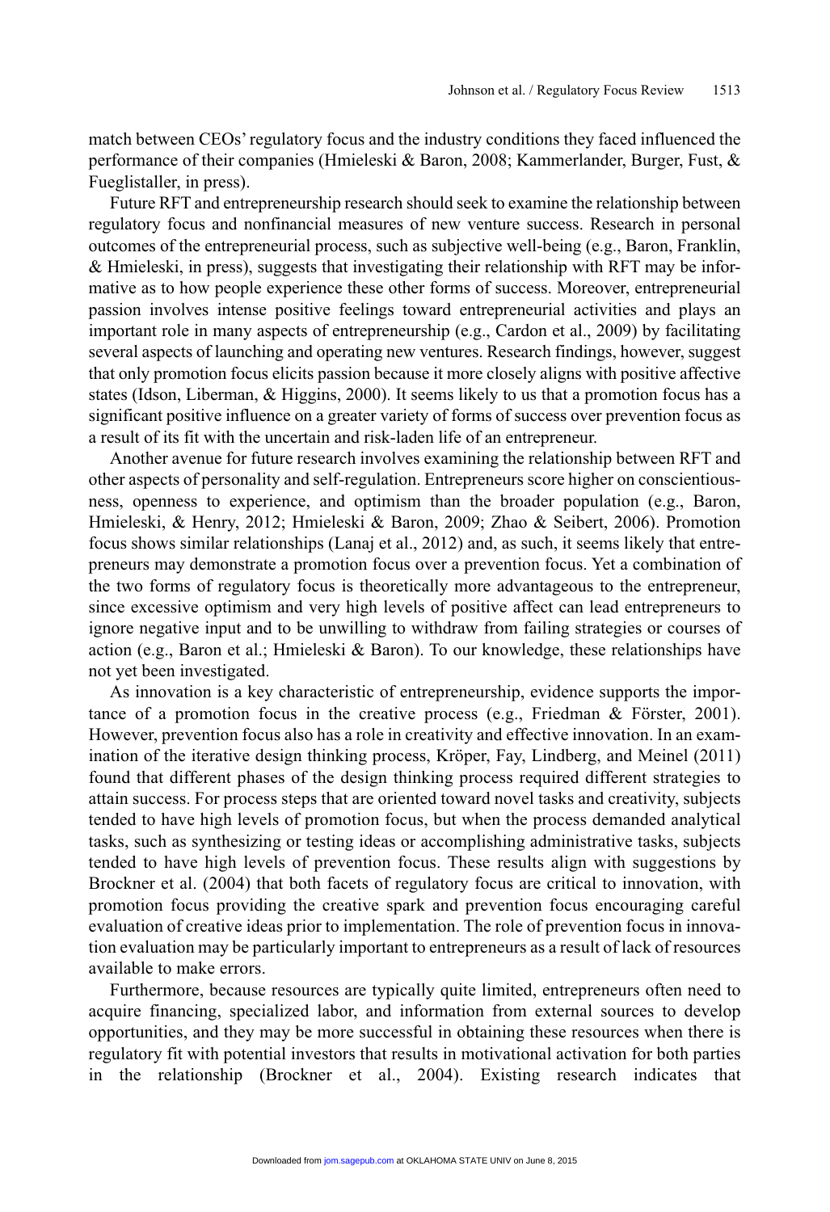match between CEOs' regulatory focus and the industry conditions they faced influenced the performance of their companies (Hmieleski & Baron, 2008; Kammerlander, Burger, Fust, & Fueglistaller, in press).

Future RFT and entrepreneurship research should seek to examine the relationship between regulatory focus and nonfinancial measures of new venture success. Research in personal outcomes of the entrepreneurial process, such as subjective well-being (e.g., Baron, Franklin, & Hmieleski, in press), suggests that investigating their relationship with RFT may be informative as to how people experience these other forms of success. Moreover, entrepreneurial passion involves intense positive feelings toward entrepreneurial activities and plays an important role in many aspects of entrepreneurship (e.g., Cardon et al., 2009) by facilitating several aspects of launching and operating new ventures. Research findings, however, suggest that only promotion focus elicits passion because it more closely aligns with positive affective states (Idson, Liberman, & Higgins, 2000). It seems likely to us that a promotion focus has a significant positive influence on a greater variety of forms of success over prevention focus as a result of its fit with the uncertain and risk-laden life of an entrepreneur.

Another avenue for future research involves examining the relationship between RFT and other aspects of personality and self-regulation. Entrepreneurs score higher on conscientiousness, openness to experience, and optimism than the broader population (e.g., Baron, Hmieleski, & Henry, 2012; Hmieleski & Baron, 2009; Zhao & Seibert, 2006). Promotion focus shows similar relationships (Lanaj et al., 2012) and, as such, it seems likely that entrepreneurs may demonstrate a promotion focus over a prevention focus. Yet a combination of the two forms of regulatory focus is theoretically more advantageous to the entrepreneur, since excessive optimism and very high levels of positive affect can lead entrepreneurs to ignore negative input and to be unwilling to withdraw from failing strategies or courses of action (e.g., Baron et al.; Hmieleski & Baron). To our knowledge, these relationships have not yet been investigated.

As innovation is a key characteristic of entrepreneurship, evidence supports the importance of a promotion focus in the creative process (e.g., Friedman & Förster, 2001). However, prevention focus also has a role in creativity and effective innovation. In an examination of the iterative design thinking process, Kröper, Fay, Lindberg, and Meinel (2011) found that different phases of the design thinking process required different strategies to attain success. For process steps that are oriented toward novel tasks and creativity, subjects tended to have high levels of promotion focus, but when the process demanded analytical tasks, such as synthesizing or testing ideas or accomplishing administrative tasks, subjects tended to have high levels of prevention focus. These results align with suggestions by Brockner et al. (2004) that both facets of regulatory focus are critical to innovation, with promotion focus providing the creative spark and prevention focus encouraging careful evaluation of creative ideas prior to implementation. The role of prevention focus in innovation evaluation may be particularly important to entrepreneurs as a result of lack of resources available to make errors.

Furthermore, because resources are typically quite limited, entrepreneurs often need to acquire financing, specialized labor, and information from external sources to develop opportunities, and they may be more successful in obtaining these resources when there is regulatory fit with potential investors that results in motivational activation for both parties in the relationship (Brockner et al., 2004). Existing research indicates that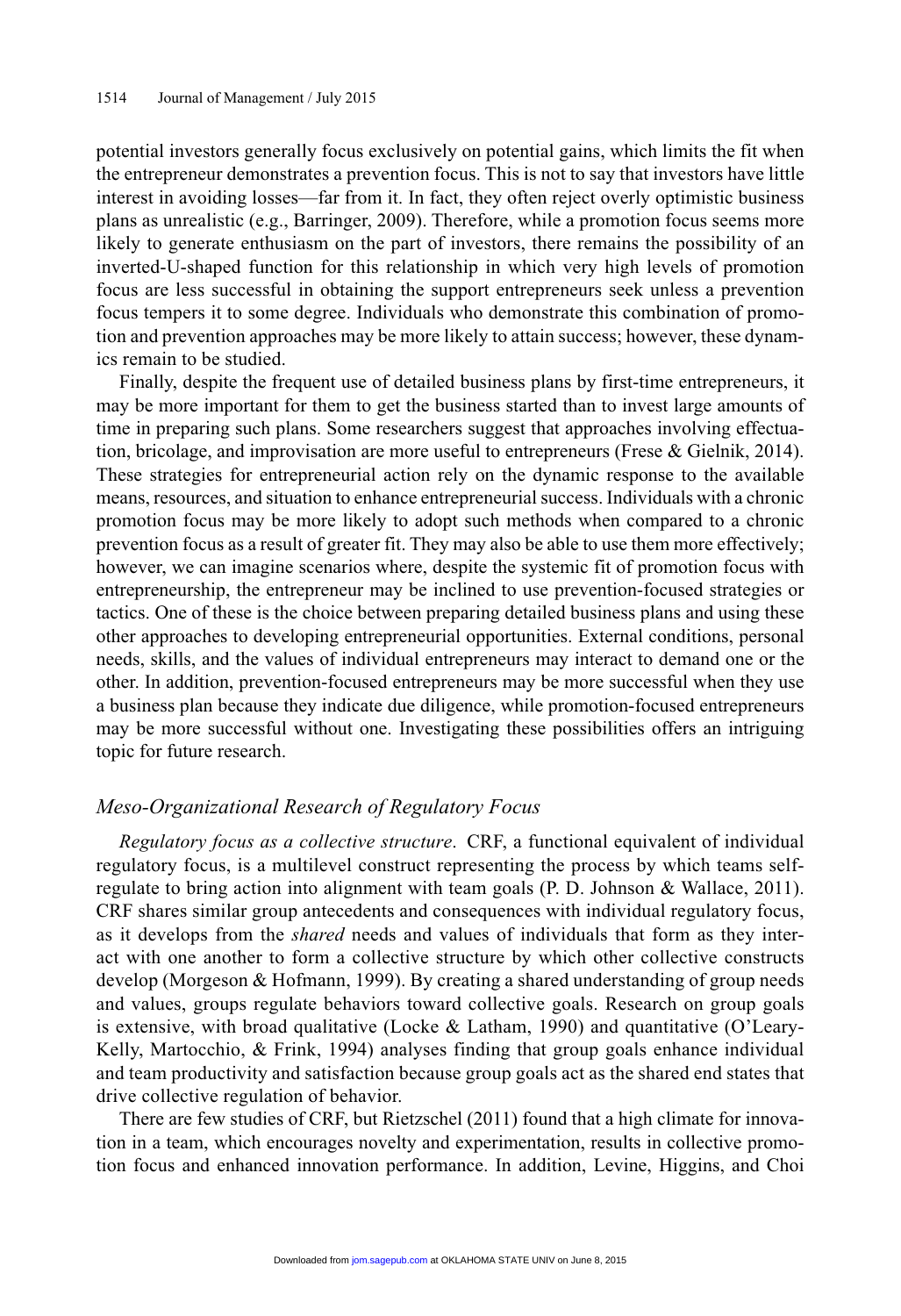potential investors generally focus exclusively on potential gains, which limits the fit when the entrepreneur demonstrates a prevention focus. This is not to say that investors have little interest in avoiding losses—far from it. In fact, they often reject overly optimistic business plans as unrealistic (e.g., Barringer, 2009). Therefore, while a promotion focus seems more likely to generate enthusiasm on the part of investors, there remains the possibility of an inverted-U-shaped function for this relationship in which very high levels of promotion focus are less successful in obtaining the support entrepreneurs seek unless a prevention focus tempers it to some degree. Individuals who demonstrate this combination of promotion and prevention approaches may be more likely to attain success; however, these dynamics remain to be studied.

Finally, despite the frequent use of detailed business plans by first-time entrepreneurs, it may be more important for them to get the business started than to invest large amounts of time in preparing such plans. Some researchers suggest that approaches involving effectuation, bricolage, and improvisation are more useful to entrepreneurs (Frese & Gielnik, 2014). These strategies for entrepreneurial action rely on the dynamic response to the available means, resources, and situation to enhance entrepreneurial success. Individuals with a chronic promotion focus may be more likely to adopt such methods when compared to a chronic prevention focus as a result of greater fit. They may also be able to use them more effectively; however, we can imagine scenarios where, despite the systemic fit of promotion focus with entrepreneurship, the entrepreneur may be inclined to use prevention-focused strategies or tactics. One of these is the choice between preparing detailed business plans and using these other approaches to developing entrepreneurial opportunities. External conditions, personal needs, skills, and the values of individual entrepreneurs may interact to demand one or the other. In addition, prevention-focused entrepreneurs may be more successful when they use a business plan because they indicate due diligence, while promotion-focused entrepreneurs may be more successful without one. Investigating these possibilities offers an intriguing topic for future research.

### *Meso-Organizational Research of Regulatory Focus*

*Regulatory focus as a collective structure*. CRF, a functional equivalent of individual regulatory focus, is a multilevel construct representing the process by which teams self-regulate to bring action into alignment with team goals (P. D. Johnson & Wallace, 2011). CRF shares similar group antecedents and consequences with individual regulatory focus, as it develops from the *shared* needs and values of individuals that form as they interact with one another to form a collective structure by which other collective constructs develop (Morgeson & Hofmann, 1999). By creating a shared understanding of group needs and values, groups regulate behaviors toward collective goals. Research on group goals is extensive, with broad qualitative (Locke & Latham, 1990) and quantitative (O'Leary-Kelly, Martocchio, & Frink, 1994) analyses finding that group goals enhance individual and team productivity and satisfaction because group goals act as the shared end states that drive collective regulation of behavior.

There are few studies of CRF, but Rietzschel (2011) found that a high climate for innovation in a team, which encourages novelty and experimentation, results in collective promotion focus and enhanced innovation performance. In addition, Levine, Higgins, and Choi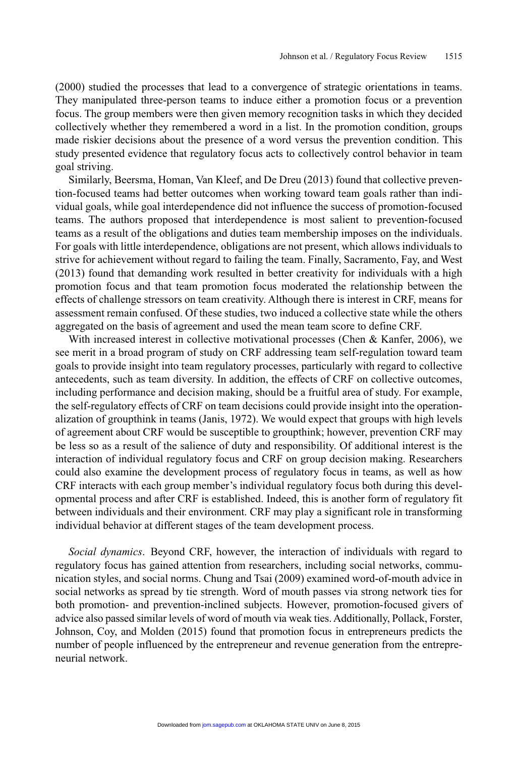(2000) studied the processes that lead to a convergence of strategic orientations in teams. They manipulated three-person teams to induce either a promotion focus or a prevention focus. The group members were then given memory recognition tasks in which they decided collectively whether they remembered a word in a list. In the promotion condition, groups made riskier decisions about the presence of a word versus the prevention condition. This study presented evidence that regulatory focus acts to collectively control behavior in team goal striving.

Similarly, Beersma, Homan, Van Kleef, and De Dreu (2013) found that collective prevention-focused teams had better outcomes when working toward team goals rather than individual goals, while goal interdependence did not influence the success of promotion-focused teams. The authors proposed that interdependence is most salient to prevention-focused teams as a result of the obligations and duties team membership imposes on the individuals. For goals with little interdependence, obligations are not present, which allows individuals to strive for achievement without regard to failing the team. Finally, Sacramento, Fay, and West (2013) found that demanding work resulted in better creativity for individuals with a high promotion focus and that team promotion focus moderated the relationship between the effects of challenge stressors on team creativity. Although there is interest in CRF, means for assessment remain confused. Of these studies, two induced a collective state while the others aggregated on the basis of agreement and used the mean team score to define CRF.

With increased interest in collective motivational processes (Chen & Kanfer, 2006), we see merit in a broad program of study on CRF addressing team self-regulation toward team goals to provide insight into team regulatory processes, particularly with regard to collective antecedents, such as team diversity. In addition, the effects of CRF on collective outcomes, including performance and decision making, should be a fruitful area of study. For example, the self-regulatory effects of CRF on team decisions could provide insight into the operationalization of groupthink in teams (Janis, 1972). We would expect that groups with high levels of agreement about CRF would be susceptible to groupthink; however, prevention CRF may be less so as a result of the salience of duty and responsibility. Of additional interest is the interaction of individual regulatory focus and CRF on group decision making. Researchers could also examine the development process of regulatory focus in teams, as well as how CRF interacts with each group member's individual regulatory focus both during this developmental process and after CRF is established. Indeed, this is another form of regulatory fit between individuals and their environment. CRF may play a significant role in transforming individual behavior at different stages of the team development process.

*Social dynamics*. Beyond CRF, however, the interaction of individuals with regard to regulatory focus has gained attention from researchers, including social networks, communication styles, and social norms. Chung and Tsai (2009) examined word-of-mouth advice in social networks as spread by tie strength. Word of mouth passes via strong network ties for both promotion- and prevention-inclined subjects. However, promotion-focused givers of advice also passed similar levels of word of mouth via weak ties. Additionally, Pollack, Forster, Johnson, Coy, and Molden (2015) found that promotion focus in entrepreneurs predicts the number of people influenced by the entrepreneur and revenue generation from the entrepreneurial network.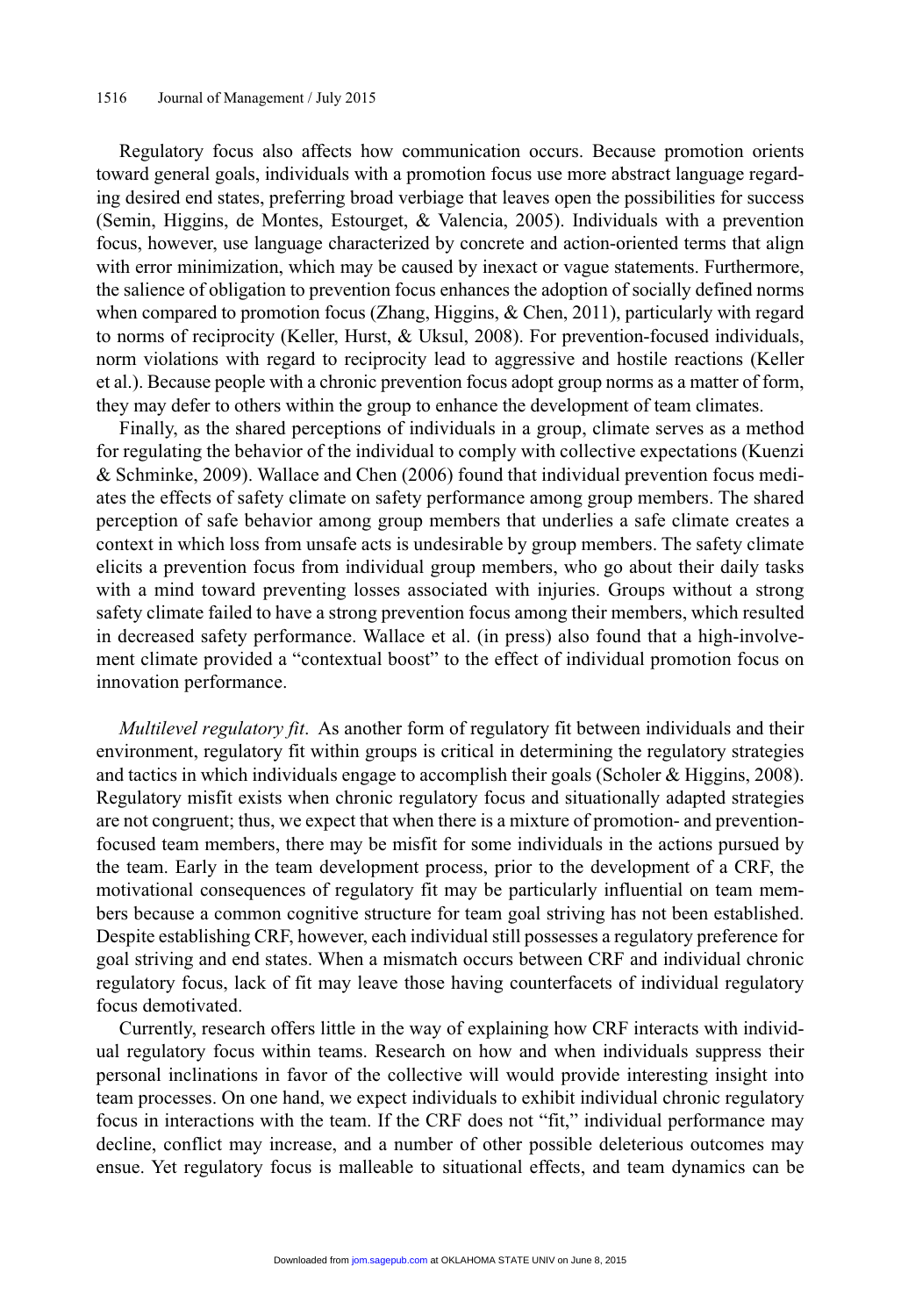Regulatory focus also affects how communication occurs. Because promotion orients toward general goals, individuals with a promotion focus use more abstract language regarding desired end states, preferring broad verbiage that leaves open the possibilities for success (Semin, Higgins, de Montes, Estourget, & Valencia, 2005). Individuals with a prevention focus, however, use language characterized by concrete and action-oriented terms that align with error minimization, which may be caused by inexact or vague statements. Furthermore, the salience of obligation to prevention focus enhances the adoption of socially defined norms when compared to promotion focus (Zhang, Higgins, & Chen, 2011), particularly with regard to norms of reciprocity (Keller, Hurst, & Uksul, 2008). For prevention-focused individuals, norm violations with regard to reciprocity lead to aggressive and hostile reactions (Keller et al.). Because people with a chronic prevention focus adopt group norms as a matter of form, they may defer to others within the group to enhance the development of team climates.

Finally, as the shared perceptions of individuals in a group, climate serves as a method for regulating the behavior of the individual to comply with collective expectations (Kuenzi & Schminke, 2009). Wallace and Chen (2006) found that individual prevention focus mediates the effects of safety climate on safety performance among group members. The shared perception of safe behavior among group members that underlies a safe climate creates a context in which loss from unsafe acts is undesirable by group members. The safety climate elicits a prevention focus from individual group members, who go about their daily tasks with a mind toward preventing losses associated with injuries. Groups without a strong safety climate failed to have a strong prevention focus among their members, which resulted in decreased safety performance. Wallace et al. (in press) also found that a high-involvement climate provided a "contextual boost" to the effect of individual promotion focus on innovation performance.

*Multilevel regulatory fit*. As another form of regulatory fit between individuals and their environment, regulatory fit within groups is critical in determining the regulatory strategies and tactics in which individuals engage to accomplish their goals (Scholer & Higgins, 2008). Regulatory misfit exists when chronic regulatory focus and situationally adapted strategies are not congruent; thus, we expect that when there is a mixture of promotion- and prevention-focused team members, there may be misfit for some individuals in the actions pursued by the team. Early in the team development process, prior to the development of a CRF, the motivational consequences of regulatory fit may be particularly influential on team members because a common cognitive structure for team goal striving has not been established. Despite establishing CRF, however, each individual still possesses a regulatory preference for goal striving and end states. When a mismatch occurs between CRF and individual chronic regulatory focus, lack of fit may leave those having counterfacets of individual regulatory focus demotivated.

Currently, research offers little in the way of explaining how CRF interacts with individual regulatory focus within teams. Research on how and when individuals suppress their personal inclinations in favor of the collective will would provide interesting insight into team processes. On one hand, we expect individuals to exhibit individual chronic regulatory focus in interactions with the team. If the CRF does not "fit," individual performance may decline, conflict may increase, and a number of other possible deleterious outcomes may ensue. Yet regulatory focus is malleable to situational effects, and team dynamics can be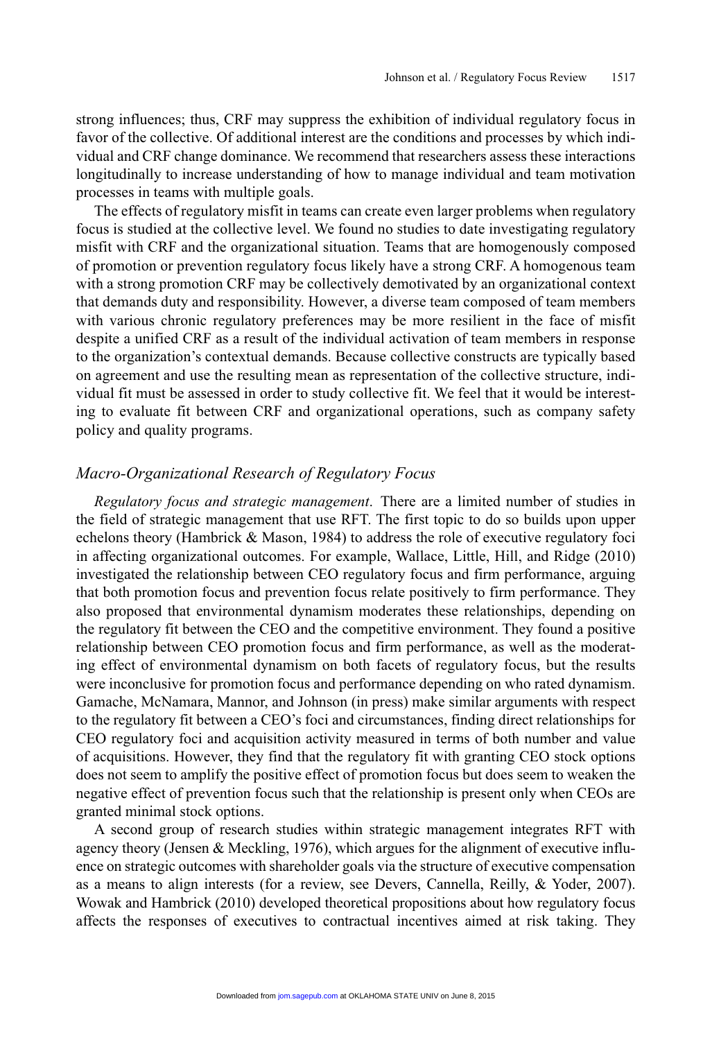strong influences; thus, CRF may suppress the exhibition of individual regulatory focus in favor of the collective. Of additional interest are the conditions and processes by which individual and CRF change dominance. We recommend that researchers assess these interactions longitudinally to increase understanding of how to manage individual and team motivation processes in teams with multiple goals.

The effects of regulatory misfit in teams can create even larger problems when regulatory focus is studied at the collective level. We found no studies to date investigating regulatory misfit with CRF and the organizational situation. Teams that are homogenously composed of promotion or prevention regulatory focus likely have a strong CRF. A homogenous team with a strong promotion CRF may be collectively demotivated by an organizational context that demands duty and responsibility. However, a diverse team composed of team members with various chronic regulatory preferences may be more resilient in the face of misfit despite a unified CRF as a result of the individual activation of team members in response to the organization's contextual demands. Because collective constructs are typically based on agreement and use the resulting mean as representation of the collective structure, individual fit must be assessed in order to study collective fit. We feel that it would be interesting to evaluate fit between CRF and organizational operations, such as company safety policy and quality programs.

### *Macro-Organizational Research of Regulatory Focus*

*Regulatory focus and strategic management*. There are a limited number of studies in the field of strategic management that use RFT. The first topic to do so builds upon upper echelons theory (Hambrick & Mason, 1984) to address the role of executive regulatory foci in affecting organizational outcomes. For example, Wallace, Little, Hill, and Ridge (2010) investigated the relationship between CEO regulatory focus and firm performance, arguing that both promotion focus and prevention focus relate positively to firm performance. They also proposed that environmental dynamism moderates these relationships, depending on the regulatory fit between the CEO and the competitive environment. They found a positive relationship between CEO promotion focus and firm performance, as well as the moderating effect of environmental dynamism on both facets of regulatory focus, but the results were inconclusive for promotion focus and performance depending on who rated dynamism. Gamache, McNamara, Mannor, and Johnson (in press) make similar arguments with respect to the regulatory fit between a CEO's foci and circumstances, finding direct relationships for CEO regulatory foci and acquisition activity measured in terms of both number and value of acquisitions. However, they find that the regulatory fit with granting CEO stock options does not seem to amplify the positive effect of promotion focus but does seem to weaken the negative effect of prevention focus such that the relationship is present only when CEOs are granted minimal stock options.

A second group of research studies within strategic management integrates RFT with agency theory (Jensen & Meckling, 1976), which argues for the alignment of executive influence on strategic outcomes with shareholder goals via the structure of executive compensation as a means to align interests (for a review, see Devers, Cannella, Reilly, & Yoder, 2007). Wowak and Hambrick (2010) developed theoretical propositions about how regulatory focus affects the responses of executives to contractual incentives aimed at risk taking. They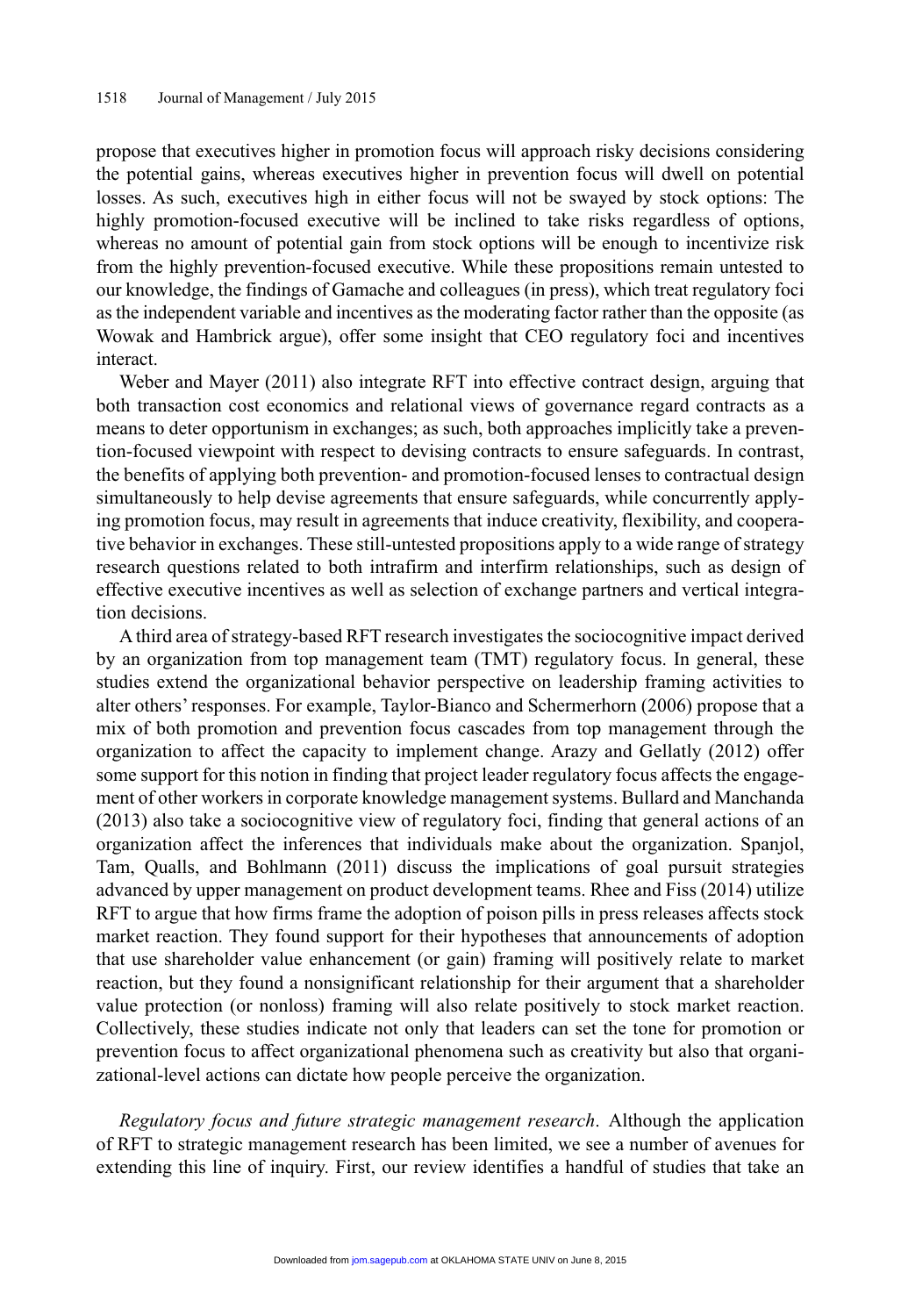propose that executives higher in promotion focus will approach risky decisions considering the potential gains, whereas executives higher in prevention focus will dwell on potential losses. As such, executives high in either focus will not be swayed by stock options: The highly promotion-focused executive will be inclined to take risks regardless of options, whereas no amount of potential gain from stock options will be enough to incentivize risk from the highly prevention-focused executive. While these propositions remain untested to our knowledge, the findings of Gamache and colleagues (in press), which treat regulatory foci as the independent variable and incentives as the moderating factor rather than the opposite (as Wowak and Hambrick argue), offer some insight that CEO regulatory foci and incentives interact.

Weber and Mayer (2011) also integrate RFT into effective contract design, arguing that both transaction cost economics and relational views of governance regard contracts as a means to deter opportunism in exchanges; as such, both approaches implicitly take a prevention-focused viewpoint with respect to devising contracts to ensure safeguards. In contrast, the benefits of applying both prevention- and promotion-focused lenses to contractual design simultaneously to help devise agreements that ensure safeguards, while concurrently applying promotion focus, may result in agreements that induce creativity, flexibility, and cooperative behavior in exchanges. These still-untested propositions apply to a wide range of strategy research questions related to both intrafirm and interfirm relationships, such as design of effective executive incentives as well as selection of exchange partners and vertical integration decisions.

A third area of strategy-based RFT research investigates the sociocognitive impact derived by an organization from top management team (TMT) regulatory focus. In general, these studies extend the organizational behavior perspective on leadership framing activities to alter others' responses. For example, Taylor-Bianco and Schermerhorn (2006) propose that a mix of both promotion and prevention focus cascades from top management through the organization to affect the capacity to implement change. Arazy and Gellatly (2012) offer some support for this notion in finding that project leader regulatory focus affects the engagement of other workers in corporate knowledge management systems. Bullard and Manchanda (2013) also take a sociocognitive view of regulatory foci, finding that general actions of an organization affect the inferences that individuals make about the organization. Spanjol, Tam, Qualls, and Bohlmann (2011) discuss the implications of goal pursuit strategies advanced by upper management on product development teams. Rhee and Fiss (2014) utilize RFT to argue that how firms frame the adoption of poison pills in press releases affects stock market reaction. They found support for their hypotheses that announcements of adoption that use shareholder value enhancement (or gain) framing will positively relate to market reaction, but they found a nonsignificant relationship for their argument that a shareholder value protection (or nonloss) framing will also relate positively to stock market reaction. Collectively, these studies indicate not only that leaders can set the tone for promotion or prevention focus to affect organizational phenomena such as creativity but also that organizational-level actions can dictate how people perceive the organization.

*Regulatory focus and future strategic management research*. Although the application of RFT to strategic management research has been limited, we see a number of avenues for extending this line of inquiry. First, our review identifies a handful of studies that take an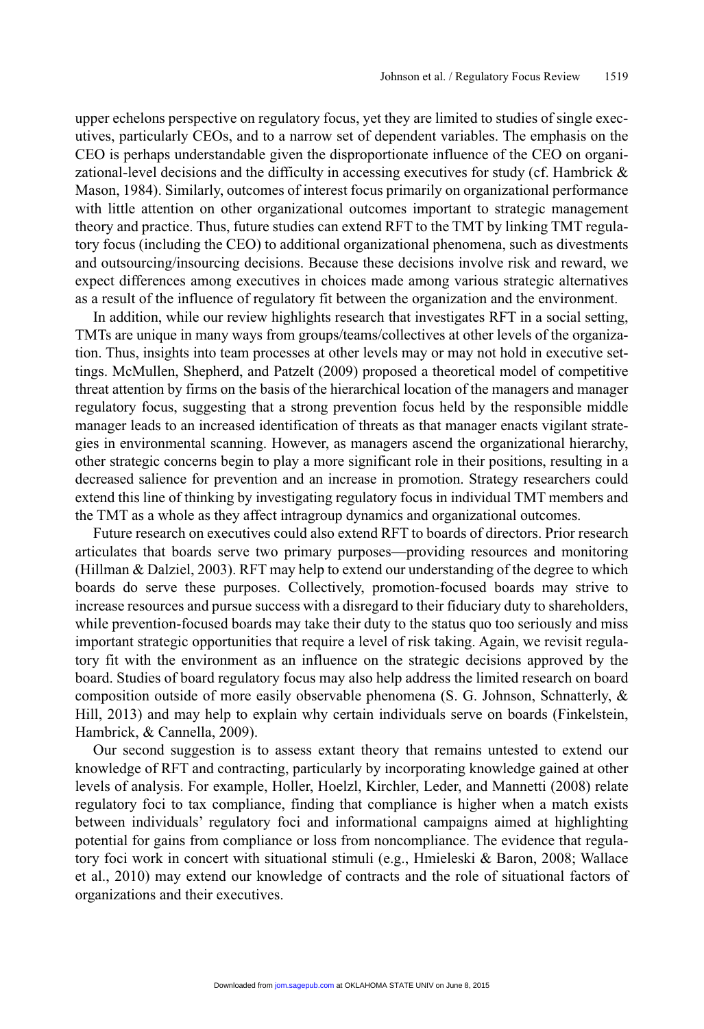upper echelons perspective on regulatory focus, yet they are limited to studies of single executives, particularly CEOs, and to a narrow set of dependent variables. The emphasis on the CEO is perhaps understandable given the disproportionate influence of the CEO on organizational-level decisions and the difficulty in accessing executives for study (cf. Hambrick & Mason, 1984). Similarly, outcomes of interest focus primarily on organizational performance with little attention on other organizational outcomes important to strategic management theory and practice. Thus, future studies can extend RFT to the TMT by linking TMT regulatory focus (including the CEO) to additional organizational phenomena, such as divestments and outsourcing/insourcing decisions. Because these decisions involve risk and reward, we expect differences among executives in choices made among various strategic alternatives as a result of the influence of regulatory fit between the organization and the environment.

In addition, while our review highlights research that investigates RFT in a social setting, TMTs are unique in many ways from groups/teams/collectives at other levels of the organization. Thus, insights into team processes at other levels may or may not hold in executive settings. McMullen, Shepherd, and Patzelt (2009) proposed a theoretical model of competitive threat attention by firms on the basis of the hierarchical location of the managers and manager regulatory focus, suggesting that a strong prevention focus held by the responsible middle manager leads to an increased identification of threats as that manager enacts vigilant strategies in environmental scanning. However, as managers ascend the organizational hierarchy, other strategic concerns begin to play a more significant role in their positions, resulting in a decreased salience for prevention and an increase in promotion. Strategy researchers could extend this line of thinking by investigating regulatory focus in individual TMT members and the TMT as a whole as they affect intragroup dynamics and organizational outcomes.

Future research on executives could also extend RFT to boards of directors. Prior research articulates that boards serve two primary purposes—providing resources and monitoring (Hillman & Dalziel, 2003). RFT may help to extend our understanding of the degree to which boards do serve these purposes. Collectively, promotion-focused boards may strive to increase resources and pursue success with a disregard to their fiduciary duty to shareholders, while prevention-focused boards may take their duty to the status quo too seriously and miss important strategic opportunities that require a level of risk taking. Again, we revisit regulatory fit with the environment as an influence on the strategic decisions approved by the board. Studies of board regulatory focus may also help address the limited research on board composition outside of more easily observable phenomena (S. G. Johnson, Schnatterly, & Hill, 2013) and may help to explain why certain individuals serve on boards (Finkelstein, Hambrick, & Cannella, 2009).

Our second suggestion is to assess extant theory that remains untested to extend our knowledge of RFT and contracting, particularly by incorporating knowledge gained at other levels of analysis. For example, Holler, Hoelzl, Kirchler, Leder, and Mannetti (2008) relate regulatory foci to tax compliance, finding that compliance is higher when a match exists between individuals' regulatory foci and informational campaigns aimed at highlighting potential for gains from compliance or loss from noncompliance. The evidence that regulatory foci work in concert with situational stimuli (e.g., Hmieleski & Baron, 2008; Wallace et al., 2010) may extend our knowledge of contracts and the role of situational factors of organizations and their executives.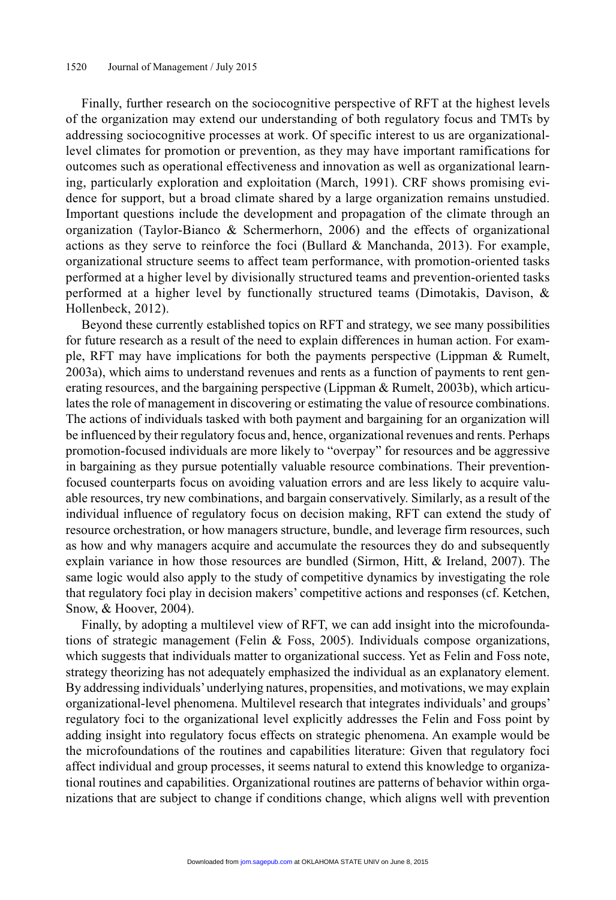Finally, further research on the sociocognitive perspective of RFT at the highest levels of the organization may extend our understanding of both regulatory focus and TMTs by addressing sociocognitive processes at work. Of specific interest to us are organizational-level climates for promotion or prevention, as they may have important ramifications for outcomes such as operational effectiveness and innovation as well as organizational learning, particularly exploration and exploitation (March, 1991). CRF shows promising evidence for support, but a broad climate shared by a large organization remains unstudied. Important questions include the development and propagation of the climate through an organization (Taylor-Bianco & Schermerhorn, 2006) and the effects of organizational actions as they serve to reinforce the foci (Bullard & Manchanda, 2013). For example, organizational structure seems to affect team performance, with promotion-oriented tasks performed at a higher level by divisionally structured teams and prevention-oriented tasks performed at a higher level by functionally structured teams (Dimotakis, Davison, & Hollenbeck, 2012).

Beyond these currently established topics on RFT and strategy, we see many possibilities for future research as a result of the need to explain differences in human action. For example, RFT may have implications for both the payments perspective (Lippman & Rumelt, 2003a), which aims to understand revenues and rents as a function of payments to rent generating resources, and the bargaining perspective (Lippman & Rumelt, 2003b), which articulates the role of management in discovering or estimating the value of resource combinations. The actions of individuals tasked with both payment and bargaining for an organization will be influenced by their regulatory focus and, hence, organizational revenues and rents. Perhaps promotion-focused individuals are more likely to "overpay" for resources and be aggressive in bargaining as they pursue potentially valuable resource combinations. Their prevention-focused counterparts focus on avoiding valuation errors and are less likely to acquire valuable resources, try new combinations, and bargain conservatively. Similarly, as a result of the individual influence of regulatory focus on decision making, RFT can extend the study of resource orchestration, or how managers structure, bundle, and leverage firm resources, such as how and why managers acquire and accumulate the resources they do and subsequently explain variance in how those resources are bundled (Sirmon, Hitt, & Ireland, 2007). The same logic would also apply to the study of competitive dynamics by investigating the role that regulatory foci play in decision makers' competitive actions and responses (cf. Ketchen, Snow, & Hoover, 2004).

Finally, by adopting a multilevel view of RFT, we can add insight into the microfoundations of strategic management (Felin & Foss, 2005). Individuals compose organizations, which suggests that individuals matter to organizational success. Yet as Felin and Foss note, strategy theorizing has not adequately emphasized the individual as an explanatory element. By addressing individuals' underlying natures, propensities, and motivations, we may explain organizational-level phenomena. Multilevel research that integrates individuals' and groups' regulatory foci to the organizational level explicitly addresses the Felin and Foss point by adding insight into regulatory focus effects on strategic phenomena. An example would be the microfoundations of the routines and capabilities literature: Given that regulatory foci affect individual and group processes, it seems natural to extend this knowledge to organizational routines and capabilities. Organizational routines are patterns of behavior within organizations that are subject to change if conditions change, which aligns well with prevention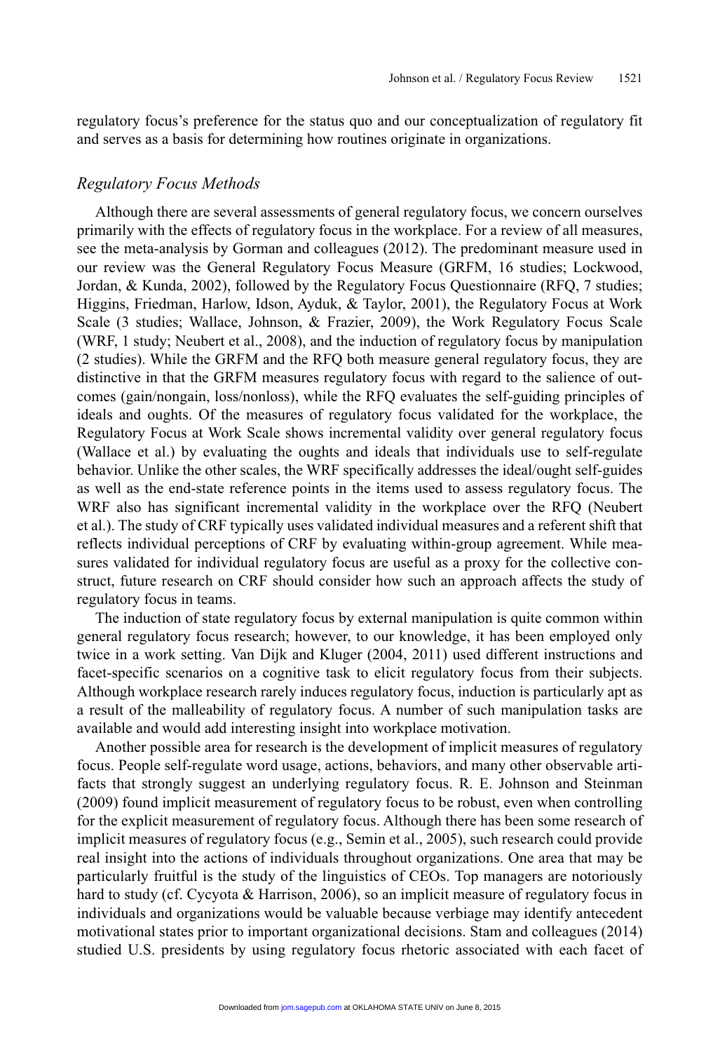regulatory focus's preference for the status quo and our conceptualization of regulatory fit and serves as a basis for determining how routines originate in organizations.

### *Regulatory Focus Methods*

Although there are several assessments of general regulatory focus, we concern ourselves primarily with the effects of regulatory focus in the workplace. For a review of all measures, see the meta-analysis by Gorman and colleagues (2012). The predominant measure used in our review was the General Regulatory Focus Measure (GRFM, 16 studies; Lockwood, Jordan, & Kunda, 2002), followed by the Regulatory Focus Questionnaire (RFQ, 7 studies; Higgins, Friedman, Harlow, Idson, Ayduk, & Taylor, 2001), the Regulatory Focus at Work Scale (3 studies; Wallace, Johnson, & Frazier, 2009), the Work Regulatory Focus Scale (WRF, 1 study; Neubert et al., 2008), and the induction of regulatory focus by manipulation (2 studies). While the GRFM and the RFQ both measure general regulatory focus, they are distinctive in that the GRFM measures regulatory focus with regard to the salience of outcomes (gain/nongain, loss/nonloss), while the RFQ evaluates the self-guiding principles of ideals and oughts. Of the measures of regulatory focus validated for the workplace, the Regulatory Focus at Work Scale shows incremental validity over general regulatory focus (Wallace et al.) by evaluating the oughts and ideals that individuals use to self-regulate behavior. Unlike the other scales, the WRF specifically addresses the ideal/ought self-guides as well as the end-state reference points in the items used to assess regulatory focus. The WRF also has significant incremental validity in the workplace over the RFQ (Neubert et al.). The study of CRF typically uses validated individual measures and a referent shift that reflects individual perceptions of CRF by evaluating within-group agreement. While measures validated for individual regulatory focus are useful as a proxy for the collective construct, future research on CRF should consider how such an approach affects the study of regulatory focus in teams.

The induction of state regulatory focus by external manipulation is quite common within general regulatory focus research; however, to our knowledge, it has been employed only twice in a work setting. Van Dijk and Kluger (2004, 2011) used different instructions and facet-specific scenarios on a cognitive task to elicit regulatory focus from their subjects. Although workplace research rarely induces regulatory focus, induction is particularly apt as a result of the malleability of regulatory focus. A number of such manipulation tasks are available and would add interesting insight into workplace motivation.

Another possible area for research is the development of implicit measures of regulatory focus. People self-regulate word usage, actions, behaviors, and many other observable artifacts that strongly suggest an underlying regulatory focus. R. E. Johnson and Steinman (2009) found implicit measurement of regulatory focus to be robust, even when controlling for the explicit measurement of regulatory focus. Although there has been some research of implicit measures of regulatory focus (e.g., Semin et al., 2005), such research could provide real insight into the actions of individuals throughout organizations. One area that may be particularly fruitful is the study of the linguistics of CEOs. Top managers are notoriously hard to study (cf. Cycyota & Harrison, 2006), so an implicit measure of regulatory focus in individuals and organizations would be valuable because verbiage may identify antecedent motivational states prior to important organizational decisions. Stam and colleagues (2014) studied U.S. presidents by using regulatory focus rhetoric associated with each facet of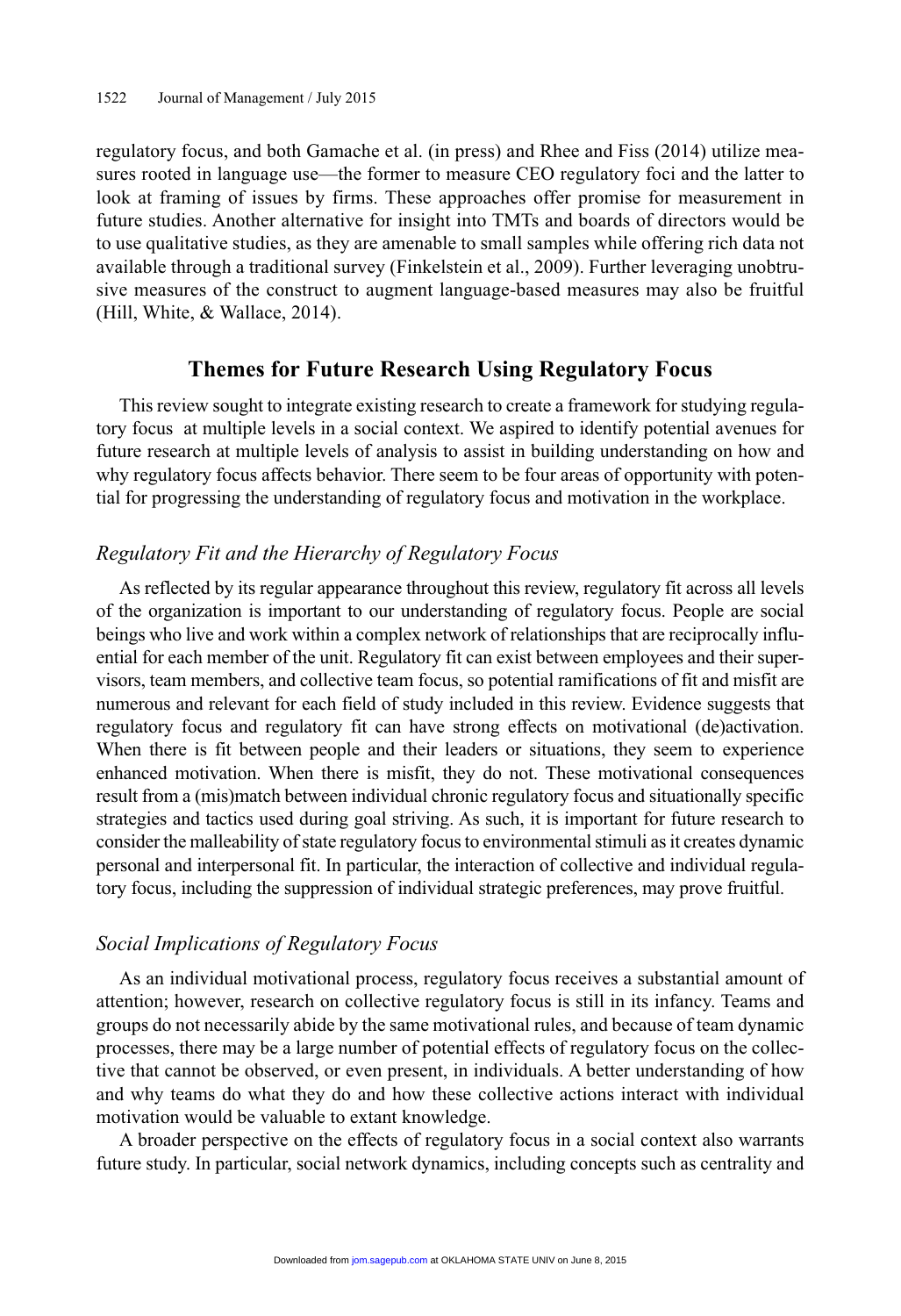regulatory focus, and both Gamache et al. (in press) and Rhee and Fiss (2014) utilize measures rooted in language use—the former to measure CEO regulatory foci and the latter to look at framing of issues by firms. These approaches offer promise for measurement in future studies. Another alternative for insight into TMTs and boards of directors would be to use qualitative studies, as they are amenable to small samples while offering rich data not available through a traditional survey (Finkelstein et al., 2009). Further leveraging unobtrusive measures of the construct to augment language-based measures may also be fruitful (Hill, White, & Wallace, 2014).

## Themes for Future Research Using Regulatory Focus

This review sought to integrate existing research to create a framework for studying regulatory focus at multiple levels in a social context. We aspired to identify potential avenues for future research at multiple levels of analysis to assist in building understanding on how and why regulatory focus affects behavior. There seem to be four areas of opportunity with potential for progressing the understanding of regulatory focus and motivation in the workplace.

### *Regulatory Fit and the Hierarchy of Regulatory Focus*

As reflected by its regular appearance throughout this review, regulatory fit across all levels of the organization is important to our understanding of regulatory focus. People are social beings who live and work within a complex network of relationships that are reciprocally influential for each member of the unit. Regulatory fit can exist between employees and their supervisors, team members, and collective team focus, so potential ramifications of fit and misfit are numerous and relevant for each field of study included in this review. Evidence suggests that regulatory focus and regulatory fit can have strong effects on motivational (de)activation. When there is fit between people and their leaders or situations, they seem to experience enhanced motivation. When there is misfit, they do not. These motivational consequences result from a (mis)match between individual chronic regulatory focus and situationally specific strategies and tactics used during goal striving. As such, it is important for future research to consider the malleability of state regulatory focus to environmental stimuli as it creates dynamic personal and interpersonal fit. In particular, the interaction of collective and individual regulatory focus, including the suppression of individual strategic preferences, may prove fruitful.

### *Social Implications of Regulatory Focus*

As an individual motivational process, regulatory focus receives a substantial amount of attention; however, research on collective regulatory focus is still in its infancy. Teams and groups do not necessarily abide by the same motivational rules, and because of team dynamic processes, there may be a large number of potential effects of regulatory focus on the collective that cannot be observed, or even present, in individuals. A better understanding of how and why teams do what they do and how these collective actions interact with individual motivation would be valuable to extant knowledge.

A broader perspective on the effects of regulatory focus in a social context also warrants future study. In particular, social network dynamics, including concepts such as centrality and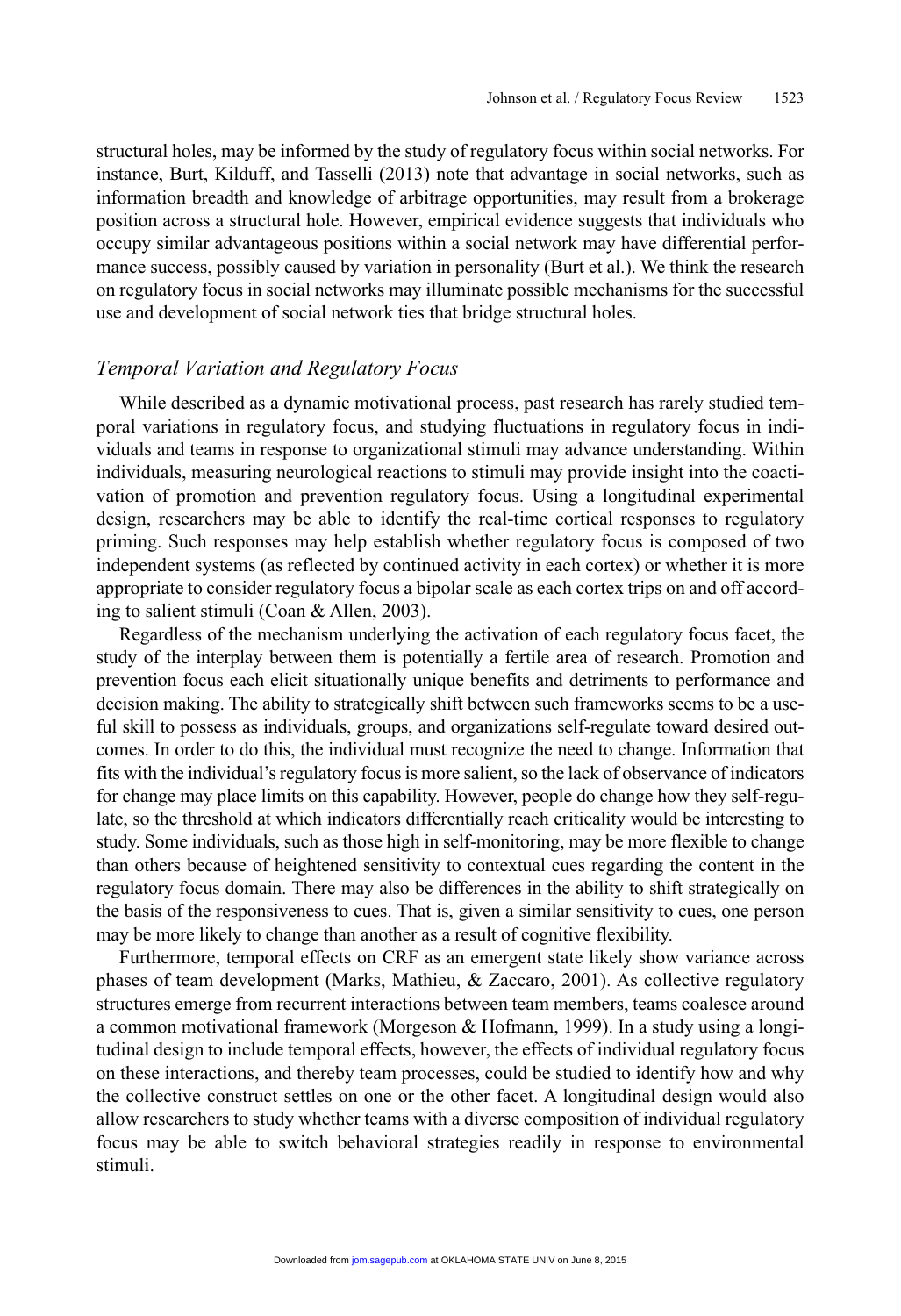structural holes, may be informed by the study of regulatory focus within social networks. For instance, Burt, Kilduff, and Tasselli (2013) note that advantage in social networks, such as information breadth and knowledge of arbitrage opportunities, may result from a brokerage position across a structural hole. However, empirical evidence suggests that individuals who occupy similar advantageous positions within a social network may have differential performance success, possibly caused by variation in personality (Burt et al.). We think the research on regulatory focus in social networks may illuminate possible mechanisms for the successful use and development of social network ties that bridge structural holes.

### *Temporal Variation and Regulatory Focus*

While described as a dynamic motivational process, past research has rarely studied temporal variations in regulatory focus, and studying fluctuations in regulatory focus in individuals and teams in response to organizational stimuli may advance understanding. Within individuals, measuring neurological reactions to stimuli may provide insight into the coactivation of promotion and prevention regulatory focus. Using a longitudinal experimental design, researchers may be able to identify the real-time cortical responses to regulatory priming. Such responses may help establish whether regulatory focus is composed of two independent systems (as reflected by continued activity in each cortex) or whether it is more appropriate to consider regulatory focus a bipolar scale as each cortex trips on and off according to salient stimuli (Coan & Allen, 2003).

Regardless of the mechanism underlying the activation of each regulatory focus facet, the study of the interplay between them is potentially a fertile area of research. Promotion and prevention focus each elicit situationally unique benefits and detriments to performance and decision making. The ability to strategically shift between such frameworks seems to be a useful skill to possess as individuals, groups, and organizations self-regulate toward desired outcomes. In order to do this, the individual must recognize the need to change. Information that fits with the individual's regulatory focus is more salient, so the lack of observance of indicators for change may place limits on this capability. However, people do change how they self-regulate, so the threshold at which indicators differentially reach criticality would be interesting to study. Some individuals, such as those high in self-monitoring, may be more flexible to change than others because of heightened sensitivity to contextual cues regarding the content in the regulatory focus domain. There may also be differences in the ability to shift strategically on the basis of the responsiveness to cues. That is, given a similar sensitivity to cues, one person may be more likely to change than another as a result of cognitive flexibility.

Furthermore, temporal effects on CRF as an emergent state likely show variance across phases of team development (Marks, Mathieu, & Zaccaro, 2001). As collective regulatory structures emerge from recurrent interactions between team members, teams coalesce around a common motivational framework (Morgeson & Hofmann, 1999). In a study using a longitudinal design to include temporal effects, however, the effects of individual regulatory focus on these interactions, and thereby team processes, could be studied to identify how and why the collective construct settles on one or the other facet. A longitudinal design would also allow researchers to study whether teams with a diverse composition of individual regulatory focus may be able to switch behavioral strategies readily in response to environmental stimuli.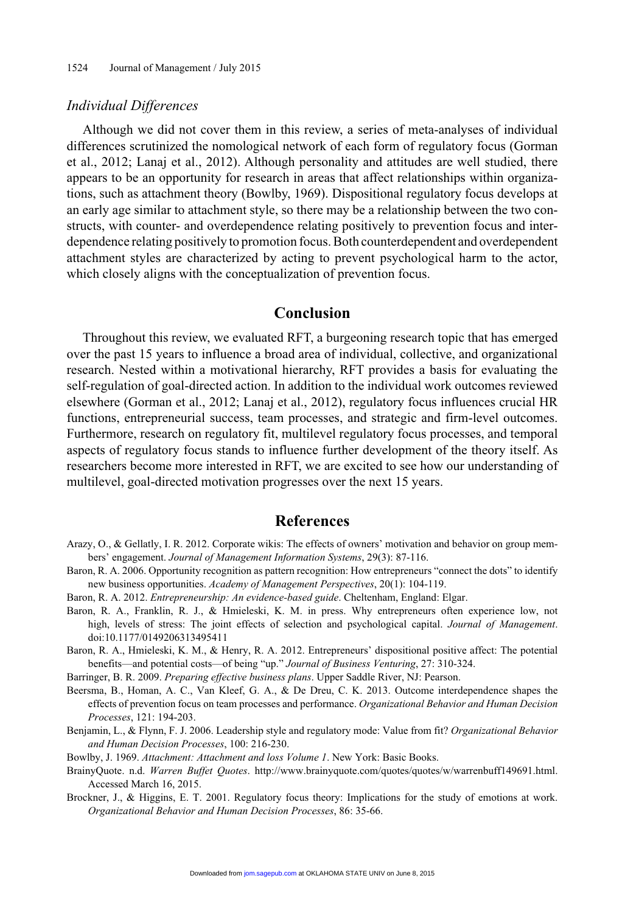### *Individual Differences*

Although we did not cover them in this review, a series of meta-analyses of individual differences scrutinized the nomological network of each form of regulatory focus (Gorman et al., 2012; Lanaj et al., 2012). Although personality and attitudes are well studied, there appears to be an opportunity for research in areas that affect relationships within organizations, such as attachment theory (Bowlby, 1969). Dispositional regulatory focus develops at an early age similar to attachment style, so there may be a relationship between the two constructs, with counter- and overdependence relating positively to prevention focus and interdependence relating positively to promotion focus. Both counterdependent and overdependent attachment styles are characterized by acting to prevent psychological harm to the actor, which closely aligns with the conceptualization of prevention focus.

## Conclusion

Throughout this review, we evaluated RFT, a burgeoning research topic that has emerged over the past 15 years to influence a broad area of individual, collective, and organizational research. Nested within a motivational hierarchy, RFT provides a basis for evaluating the self-regulation of goal-directed action. In addition to the individual work outcomes reviewed elsewhere (Gorman et al., 2012; Lanaj et al., 2012), regulatory focus influences crucial HR functions, entrepreneurial success, team processes, and strategic and firm-level outcomes. Furthermore, research on regulatory fit, multilevel regulatory focus processes, and temporal aspects of regulatory focus stands to influence further development of the theory itself. As researchers become more interested in RFT, we are excited to see how our understanding of multilevel, goal-directed motivation progresses over the next 15 years.

## References

Arazy, O., & Gellatly, I. R. 2012. Corporate wikis: The effects of owners' motivation and behavior on group members' engagement. *Journal of Management Information Systems*, 29(3): 87-116.

Baron, R. A. 2006. Opportunity recognition as pattern recognition: How entrepreneurs "connect the dots" to identify new business opportunities. *Academy of Management Perspectives*, 20(1): 104-119.

Baron, R. A. 2012. *Entrepreneurship: An evidence-based guide*. Cheltenham, England: Elgar.

Baron, R. A., Franklin, R. J., & Hmieleski, K. M. in press. Why entrepreneurs often experience low, not high, levels of stress: The joint effects of selection and psychological capital. *Journal of Management*. doi:10.1177/0149206313495411

Baron, R. A., Hmieleski, K. M., & Henry, R. A. 2012. Entrepreneurs' dispositional positive affect: The potential benefits—and potential costs—of being "up." *Journal of Business Venturing*, 27: 310-324.

Barringer, B. R. 2009. *Preparing effective business plans*. Upper Saddle River, NJ: Pearson.

Beersma, B., Homan, A. C., Van Kleef, G. A., & De Dreu, C. K. 2013. Outcome interdependence shapes the effects of prevention focus on team processes and performance. *Organizational Behavior and Human Decision Processes*, 121: 194-203.

Benjamin, L., & Flynn, F. J. 2006. Leadership style and regulatory mode: Value from fit? *Organizational Behavior and Human Decision Processes*, 100: 216-230.

Bowlby, J. 1969. *Attachment: Attachment and loss Volume 1*. New York: Basic Books.

BrainyQuote. n.d. *Warren Buffet Quotes*. http://www.brainyquote.com/quotes/quotes/w/warrenbuff149691.html. Accessed March 16, 2015.

Brockner, J., & Higgins, E. T. 2001. Regulatory focus theory: Implications for the study of emotions at work. *Organizational Behavior and Human Decision Processes*, 86: 35-66.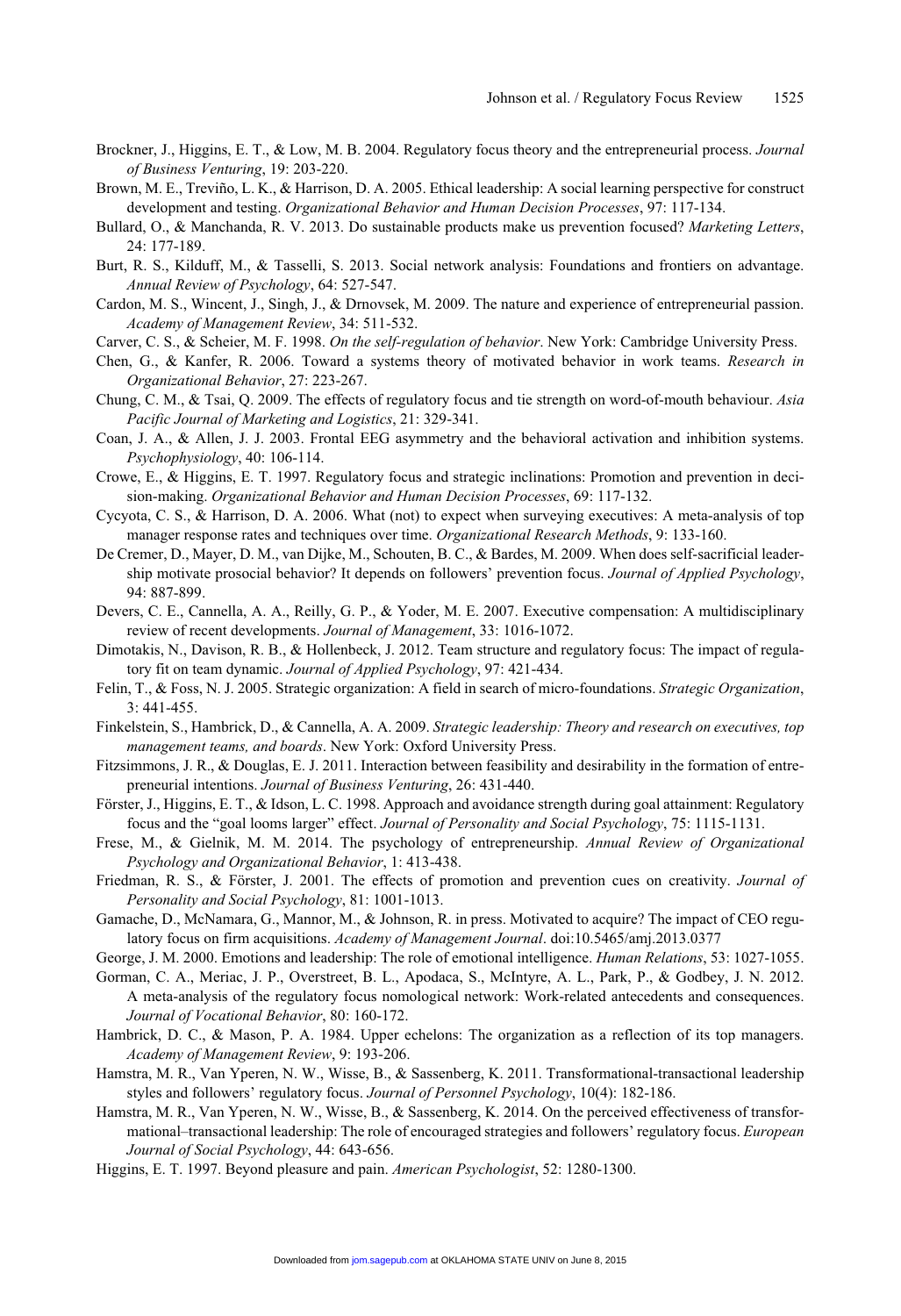Brockner, J., Higgins, E. T., & Low, M. B. 2004. Regulatory focus theory and the entrepreneurial process. *Journal of Business Venturing*, 19: 203-220.

Brown, M. E., Treviño, L. K., & Harrison, D. A. 2005. Ethical leadership: A social learning perspective for construct development and testing. *Organizational Behavior and Human Decision Processes*, 97: 117-134.

Bullard, O., & Manchanda, R. V. 2013. Do sustainable products make us prevention focused? *Marketing Letters*, 24: 177-189.

Burt, R. S., Kilduff, M., & Tasselli, S. 2013. Social network analysis: Foundations and frontiers on advantage. *Annual Review of Psychology*, 64: 527-547.

Cardon, M. S., Wincent, J., Singh, J., & Drnovsek, M. 2009. The nature and experience of entrepreneurial passion. *Academy of Management Review*, 34: 511-532.

Carver, C. S., & Scheier, M. F. 1998. *On the self-regulation of behavior*. New York: Cambridge University Press.

Chen, G., & Kanfer, R. 2006. Toward a systems theory of motivated behavior in work teams. *Research in Organizational Behavior*, 27: 223-267.

Chung, C. M., & Tsai, Q. 2009. The effects of regulatory focus and tie strength on word-of-mouth behaviour. *Asia Pacific Journal of Marketing and Logistics*, 21: 329-341.

Coan, J. A., & Allen, J. J. 2003. Frontal EEG asymmetry and the behavioral activation and inhibition systems. *Psychophysiology*, 40: 106-114.

Crowe, E., & Higgins, E. T. 1997. Regulatory focus and strategic inclinations: Promotion and prevention in decision-making. *Organizational Behavior and Human Decision Processes*, 69: 117-132.

Cycyota, C. S., & Harrison, D. A. 2006. What (not) to expect when surveying executives: A meta-analysis of top manager response rates and techniques over time. *Organizational Research Methods*, 9: 133-160.

De Cremer, D., Mayer, D. M., van Dijke, M., Schouten, B. C., & Bardes, M. 2009. When does self-sacrificial leadership motivate prosocial behavior? It depends on followers' prevention focus. *Journal of Applied Psychology*, 94: 887-899.

Devers, C. E., Cannella, A. A., Reilly, G. P., & Yoder, M. E. 2007. Executive compensation: A multidisciplinary review of recent developments. *Journal of Management*, 33: 1016-1072.

Dimotakis, N., Davison, R. B., & Hollenbeck, J. 2012. Team structure and regulatory focus: The impact of regulatory fit on team dynamic. *Journal of Applied Psychology*, 97: 421-434.

Felin, T., & Foss, N. J. 2005. Strategic organization: A field in search of micro-foundations. *Strategic Organization*, 3: 441-455.

Finkelstein, S., Hambrick, D., & Cannella, A. A. 2009. *Strategic leadership: Theory and research on executives, top management teams, and boards*. New York: Oxford University Press.

Fitzsimmons, J. R., & Douglas, E. J. 2011. Interaction between feasibility and desirability in the formation of entrepreneurial intentions. *Journal of Business Venturing*, 26: 431-440.

Förster, J., Higgins, E. T., & Idson, L. C. 1998. Approach and avoidance strength during goal attainment: Regulatory focus and the "goal looms larger" effect. *Journal of Personality and Social Psychology*, 75: 1115-1131.

Frese, M., & Gielnik, M. M. 2014. The psychology of entrepreneurship. *Annual Review of Organizational Psychology and Organizational Behavior*, 1: 413-438.

Friedman, R. S., & Förster, J. 2001. The effects of promotion and prevention cues on creativity. *Journal of Personality and Social Psychology*, 81: 1001-1013.

Gamache, D., McNamara, G., Mannor, M., & Johnson, R. in press. Motivated to acquire? The impact of CEO regulatory focus on firm acquisitions. *Academy of Management Journal*. doi:10.5465/amj.2013.0377

George, J. M. 2000. Emotions and leadership: The role of emotional intelligence. *Human Relations*, 53: 1027-1055.

Gorman, C. A., Meriac, J. P., Overstreet, B. L., Apodaca, S., McIntyre, A. L., Park, P., & Godbey, J. N. 2012. A meta-analysis of the regulatory focus nomological network: Work-related antecedents and consequences. *Journal of Vocational Behavior*, 80: 160-172.

Hambrick, D. C., & Mason, P. A. 1984. Upper echelons: The organization as a reflection of its top managers. *Academy of Management Review*, 9: 193-206.

Hamstra, M. R., Van Yperen, N. W., Wisse, B., & Sassenberg, K. 2011. Transformational-transactional leadership styles and followers' regulatory focus. *Journal of Personnel Psychology*, 10(4): 182-186.

Hamstra, M. R., Van Yperen, N. W., Wisse, B., & Sassenberg, K. 2014. On the perceived effectiveness of transformational–transactional leadership: The role of encouraged strategies and followers' regulatory focus. *European Journal of Social Psychology*, 44: 643-656.

Higgins, E. T. 1997. Beyond pleasure and pain. *American Psychologist*, 52: 1280-1300.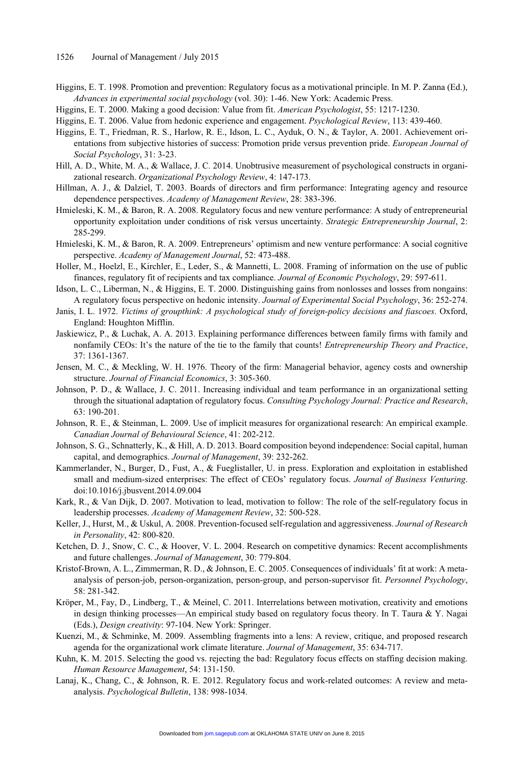Higgins, E. T. 1998. Promotion and prevention: Regulatory focus as a motivational principle. In M. P. Zanna (Ed.), *Advances in experimental social psychology* (vol. 30): 1-46. New York: Academic Press.

Higgins, E. T. 2000. Making a good decision: Value from fit. *American Psychologist*, 55: 1217-1230.

Higgins, E. T. 2006. Value from hedonic experience and engagement. *Psychological Review*, 113: 439-460.

Higgins, E. T., Friedman, R. S., Harlow, R. E., Idson, L. C., Ayduk, O. N., & Taylor, A. 2001. Achievement orientations from subjective histories of success: Promotion pride versus prevention pride. *European Journal of Social Psychology*, 31: 3-23.

Hill, A. D., White, M. A., & Wallace, J. C. 2014. Unobtrusive measurement of psychological constructs in organizational research. *Organizational Psychology Review*, 4: 147-173.

Hillman, A. J., & Dalziel, T. 2003. Boards of directors and firm performance: Integrating agency and resource dependence perspectives. *Academy of Management Review*, 28: 383-396.

Hmieleski, K. M., & Baron, R. A. 2008. Regulatory focus and new venture performance: A study of entrepreneurial opportunity exploitation under conditions of risk versus uncertainty. *Strategic Entrepreneurship Journal*, 2: 285-299.

Hmieleski, K. M., & Baron, R. A. 2009. Entrepreneurs' optimism and new venture performance: A social cognitive perspective. *Academy of Management Journal*, 52: 473-488.

Holler, M., Hoelzl, E., Kirchler, E., Leder, S., & Mannetti, L. 2008. Framing of information on the use of public finances, regulatory fit of recipients and tax compliance. *Journal of Economic Psychology*, 29: 597-611.

Idson, L. C., Liberman, N., & Higgins, E. T. 2000. Distinguishing gains from nonlosses and losses from nongains: A regulatory focus perspective on hedonic intensity. *Journal of Experimental Social Psychology*, 36: 252-274.

Janis, I. L. 1972. *Victims of groupthink: A psychological study of foreign-policy decisions and fiascoes*. Oxford, England: Houghton Mifflin.

Jaskiewicz, P., & Luchak, A. A. 2013. Explaining performance differences between family firms with family and nonfamily CEOs: It's the nature of the tie to the family that counts! *Entrepreneurship Theory and Practice*, 37: 1361-1367.

Jensen, M. C., & Meckling, W. H. 1976. Theory of the firm: Managerial behavior, agency costs and ownership structure. *Journal of Financial Economics*, 3: 305-360.

Johnson, P. D., & Wallace, J. C. 2011. Increasing individual and team performance in an organizational setting through the situational adaptation of regulatory focus. *Consulting Psychology Journal: Practice and Research*, 63: 190-201.

Johnson, R. E., & Steinman, L. 2009. Use of implicit measures for organizational research: An empirical example. *Canadian Journal of Behavioural Science*, 41: 202-212.

Johnson, S. G., Schnatterly, K., & Hill, A. D. 2013. Board composition beyond independence: Social capital, human capital, and demographics. *Journal of Management*, 39: 232-262.

Kammerlander, N., Burger, D., Fust, A., & Fueglistaller, U. in press. Exploration and exploitation in established small and medium-sized enterprises: The effect of CEOs' regulatory focus. *Journal of Business Venturing*. doi:10.1016/j.jbusvent.2014.09.004

Kark, R., & Van Dijk, D. 2007. Motivation to lead, motivation to follow: The role of the self-regulatory focus in leadership processes. *Academy of Management Review*, 32: 500-528.

Keller, J., Hurst, M., & Uskul, A. 2008. Prevention-focused self-regulation and aggressiveness. *Journal of Research in Personality*, 42: 800-820.

Ketchen, D. J., Snow, C. C., & Hoover, V. L. 2004. Research on competitive dynamics: Recent accomplishments and future challenges. *Journal of Management*, 30: 779-804.

Kristof-Brown, A. L., Zimmerman, R. D., & Johnson, E. C. 2005. Consequences of individuals' fit at work: A meta-analysis of person-job, person-organization, person-group, and person-supervisor fit. *Personnel Psychology*, 58: 281-342.

Kröper, M., Fay, D., Lindberg, T., & Meinel, C. 2011. Interrelations between motivation, creativity and emotions in design thinking processes—An empirical study based on regulatory focus theory. In T. Taura & Y. Nagai (Eds.), *Design creativity*: 97-104. New York: Springer.

Kuenzi, M., & Schminke, M. 2009. Assembling fragments into a lens: A review, critique, and proposed research agenda for the organizational work climate literature. *Journal of Management*, 35: 634-717.

Kuhn, K. M. 2015. Selecting the good vs. rejecting the bad: Regulatory focus effects on staffing decision making. *Human Resource Management*, 54: 131-150.

Lanaj, K., Chang, C., & Johnson, R. E. 2012. Regulatory focus and work-related outcomes: A review and meta-analysis. *Psychological Bulletin*, 138: 998-1034.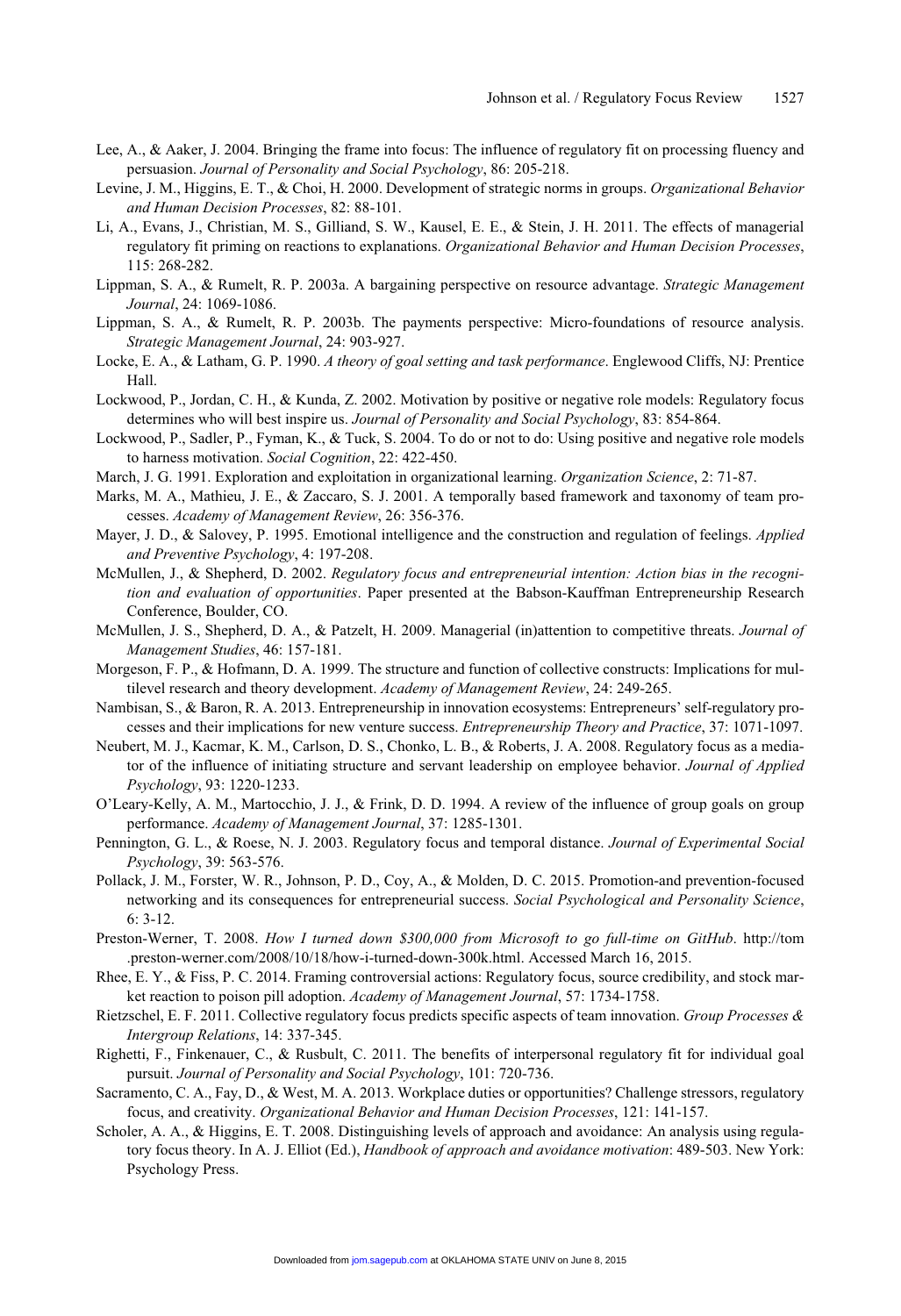Lee, A., & Aaker, J. 2004. Bringing the frame into focus: The influence of regulatory fit on processing fluency and persuasion. *Journal of Personality and Social Psychology*, 86: 205-218.

Levine, J. M., Higgins, E. T., & Choi, H. 2000. Development of strategic norms in groups. *Organizational Behavior and Human Decision Processes*, 82: 88-101.

Li, A., Evans, J., Christian, M. S., Gilliand, S. W., Kausel, E. E., & Stein, J. H. 2011. The effects of managerial regulatory fit priming on reactions to explanations. *Organizational Behavior and Human Decision Processes*, 115: 268-282.

Lippman, S. A., & Rumelt, R. P. 2003a. A bargaining perspective on resource advantage. *Strategic Management Journal*, 24: 1069-1086.

Lippman, S. A., & Rumelt, R. P. 2003b. The payments perspective: Micro-foundations of resource analysis. *Strategic Management Journal*, 24: 903-927.

Locke, E. A., & Latham, G. P. 1990. *A theory of goal setting and task performance*. Englewood Cliffs, NJ: Prentice Hall.

Lockwood, P., Jordan, C. H., & Kunda, Z. 2002. Motivation by positive or negative role models: Regulatory focus determines who will best inspire us. *Journal of Personality and Social Psychology*, 83: 854-864.

Lockwood, P., Sadler, P., Fyman, K., & Tuck, S. 2004. To do or not to do: Using positive and negative role models to harness motivation. *Social Cognition*, 22: 422-450.

March, J. G. 1991. Exploration and exploitation in organizational learning. *Organization Science*, 2: 71-87.

Marks, M. A., Mathieu, J. E., & Zaccaro, S. J. 2001. A temporally based framework and taxonomy of team processes. *Academy of Management Review*, 26: 356-376.

Mayer, J. D., & Salovey, P. 1995. Emotional intelligence and the construction and regulation of feelings. *Applied and Preventive Psychology*, 4: 197-208.

McMullen, J., & Shepherd, D. 2002. *Regulatory focus and entrepreneurial intention: Action bias in the recognition and evaluation of opportunities*. Paper presented at the Babson-Kauffman Entrepreneurship Research Conference, Boulder, CO.

McMullen, J. S., Shepherd, D. A., & Patzelt, H. 2009. Managerial (in)attention to competitive threats. *Journal of Management Studies*, 46: 157-181.

Morgeson, F. P., & Hofmann, D. A. 1999. The structure and function of collective constructs: Implications for multilevel research and theory development. *Academy of Management Review*, 24: 249-265.

Nambisan, S., & Baron, R. A. 2013. Entrepreneurship in innovation ecosystems: Entrepreneurs' self-regulatory processes and their implications for new venture success. *Entrepreneurship Theory and Practice*, 37: 1071-1097.

Neubert, M. J., Kacmar, K. M., Carlson, D. S., Chonko, L. B., & Roberts, J. A. 2008. Regulatory focus as a mediator of the influence of initiating structure and servant leadership on employee behavior. *Journal of Applied Psychology*, 93: 1220-1233.

O'Leary-Kelly, A. M., Martocchio, J. J., & Frink, D. D. 1994. A review of the influence of group goals on group performance. *Academy of Management Journal*, 37: 1285-1301.

Pennington, G. L., & Roese, N. J. 2003. Regulatory focus and temporal distance. *Journal of Experimental Social Psychology*, 39: 563-576.

Pollack, J. M., Forster, W. R., Johnson, P. D., Coy, A., & Molden, D. C. 2015. Promotion-and prevention-focused networking and its consequences for entrepreneurial success. *Social Psychological and Personality Science*, 6: 3-12.

Preston-Werner, T. 2008. *How I turned down $300,000 from Microsoft to go full-time on GitHub*. http://tom.preston-werner.com/2008/10/18/how-i-turned-down-300k.html. Accessed March 16, 2015.

Rhee, E. Y., & Fiss, P. C. 2014. Framing controversial actions: Regulatory focus, source credibility, and stock market reaction to poison pill adoption. *Academy of Management Journal*, 57: 1734-1758.

Rietzschel, E. F. 2011. Collective regulatory focus predicts specific aspects of team innovation. *Group Processes & Intergroup Relations*, 14: 337-345.

Righetti, F., Finkenauer, C., & Rusbult, C. 2011. The benefits of interpersonal regulatory fit for individual goal pursuit. *Journal of Personality and Social Psychology*, 101: 720-736.

Sacramento, C. A., Fay, D., & West, M. A. 2013. Workplace duties or opportunities? Challenge stressors, regulatory focus, and creativity. *Organizational Behavior and Human Decision Processes*, 121: 141-157.

Scholer, A. A., & Higgins, E. T. 2008. Distinguishing levels of approach and avoidance: An analysis using regulatory focus theory. In A. J. Elliot (Ed.), *Handbook of approach and avoidance motivation*: 489-503. New York: Psychology Press.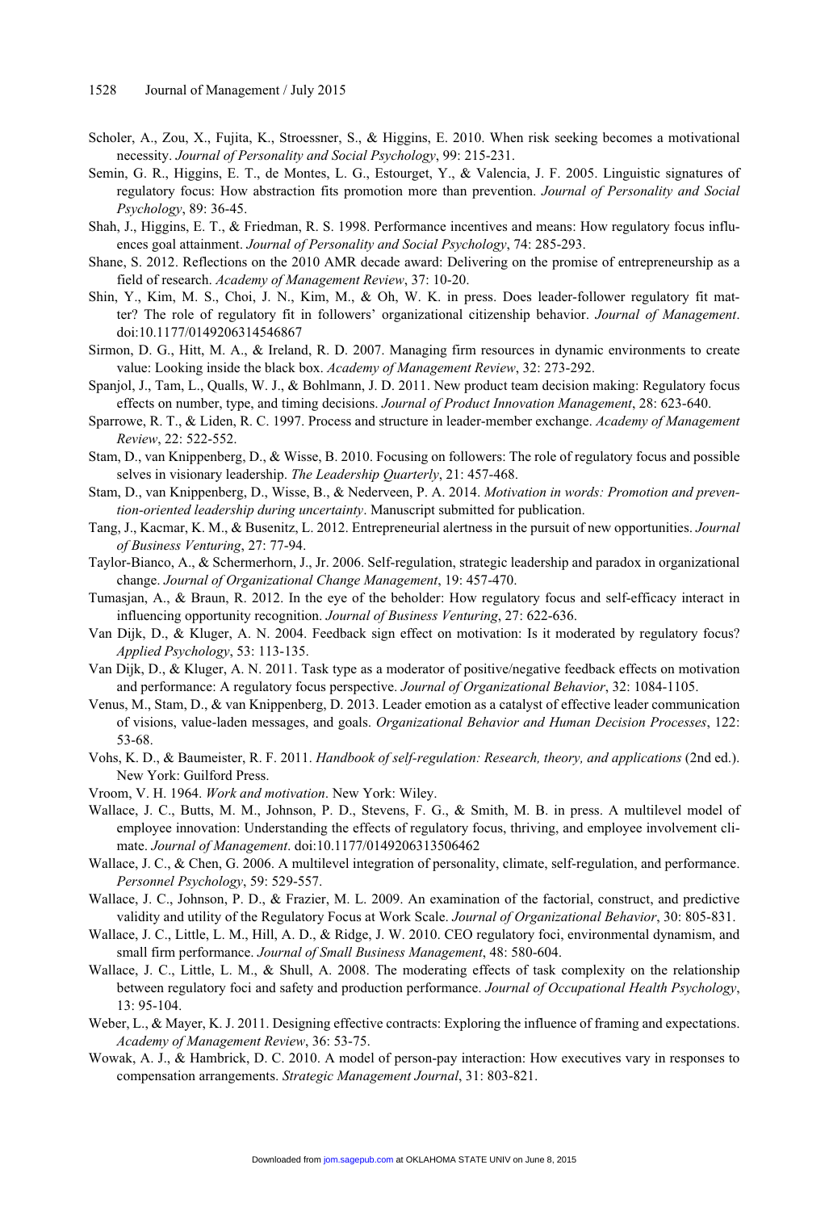Scholer, A., Zou, X., Fujita, K., Stroessner, S., & Higgins, E. 2010. When risk seeking becomes a motivational necessity. *Journal of Personality and Social Psychology*, 99: 215-231.

Semin, G. R., Higgins, E. T., de Montes, L. G., Estourget, Y., & Valencia, J. F. 2005. Linguistic signatures of regulatory focus: How abstraction fits promotion more than prevention. *Journal of Personality and Social Psychology*, 89: 36-45.

Shah, J., Higgins, E. T., & Friedman, R. S. 1998. Performance incentives and means: How regulatory focus influences goal attainment. *Journal of Personality and Social Psychology*, 74: 285-293.

Shane, S. 2012. Reflections on the 2010 AMR decade award: Delivering on the promise of entrepreneurship as a field of research. *Academy of Management Review*, 37: 10-20.

Shin, Y., Kim, M. S., Choi, J. N., Kim, M., & Oh, W. K. in press. Does leader-follower regulatory fit matter? The role of regulatory fit in followers' organizational citizenship behavior. *Journal of Management*. doi:10.1177/0149206314546867

Sirmon, D. G., Hitt, M. A., & Ireland, R. D. 2007. Managing firm resources in dynamic environments to create value: Looking inside the black box. *Academy of Management Review*, 32: 273-292.

Spanjol, J., Tam, L., Qualls, W. J., & Bohlmann, J. D. 2011. New product team decision making: Regulatory focus effects on number, type, and timing decisions. *Journal of Product Innovation Management*, 28: 623-640.

Sparrowe, R. T., & Liden, R. C. 1997. Process and structure in leader-member exchange. *Academy of Management Review*, 22: 522-552.

Stam, D., van Knippenberg, D., & Wisse, B. 2010. Focusing on followers: The role of regulatory focus and possible selves in visionary leadership. *The Leadership Quarterly*, 21: 457-468.

Stam, D., van Knippenberg, D., Wisse, B., & Nederveen, P. A. 2014. *Motivation in words: Promotion and prevention-oriented leadership during uncertainty*. Manuscript submitted for publication.

Tang, J., Kacmar, K. M., & Busenitz, L. 2012. Entrepreneurial alertness in the pursuit of new opportunities. *Journal of Business Venturing*, 27: 77-94.

Taylor-Bianco, A., & Schermerhorn, J., Jr. 2006. Self-regulation, strategic leadership and paradox in organizational change. *Journal of Organizational Change Management*, 19: 457-470.

Tumasjan, A., & Braun, R. 2012. In the eye of the beholder: How regulatory focus and self-efficacy interact in influencing opportunity recognition. *Journal of Business Venturing*, 27: 622-636.

Van Dijk, D., & Kluger, A. N. 2004. Feedback sign effect on motivation: Is it moderated by regulatory focus? *Applied Psychology*, 53: 113-135.

Van Dijk, D., & Kluger, A. N. 2011. Task type as a moderator of positive/negative feedback effects on motivation and performance: A regulatory focus perspective. *Journal of Organizational Behavior*, 32: 1084-1105.

Venus, M., Stam, D., & van Knippenberg, D. 2013. Leader emotion as a catalyst of effective leader communication of visions, value-laden messages, and goals. *Organizational Behavior and Human Decision Processes*, 122: 53-68.

Vohs, K. D., & Baumeister, R. F. 2011. *Handbook of self-regulation: Research, theory, and applications* (2nd ed.). New York: Guilford Press.

Vroom, V. H. 1964. *Work and motivation*. New York: Wiley.

Wallace, J. C., Butts, M. M., Johnson, P. D., Stevens, F. G., & Smith, M. B. in press. A multilevel model of employee innovation: Understanding the effects of regulatory focus, thriving, and employee involvement climate. *Journal of Management*. doi:10.1177/0149206313506462

Wallace, J. C., & Chen, G. 2006. A multilevel integration of personality, climate, self-regulation, and performance. *Personnel Psychology*, 59: 529-557.

Wallace, J. C., Johnson, P. D., & Frazier, M. L. 2009. An examination of the factorial, construct, and predictive validity and utility of the Regulatory Focus at Work Scale. *Journal of Organizational Behavior*, 30: 805-831.

Wallace, J. C., Little, L. M., Hill, A. D., & Ridge, J. W. 2010. CEO regulatory foci, environmental dynamism, and small firm performance. *Journal of Small Business Management*, 48: 580-604.

Wallace, J. C., Little, L. M., & Shull, A. 2008. The moderating effects of task complexity on the relationship between regulatory foci and safety and production performance. *Journal of Occupational Health Psychology*, 13: 95-104.

Weber, L., & Mayer, K. J. 2011. Designing effective contracts: Exploring the influence of framing and expectations. *Academy of Management Review*, 36: 53-75.

Wowak, A. J., & Hambrick, D. C. 2010. A model of person-pay interaction: How executives vary in responses to compensation arrangements. *Strategic Management Journal*, 31: 803-821.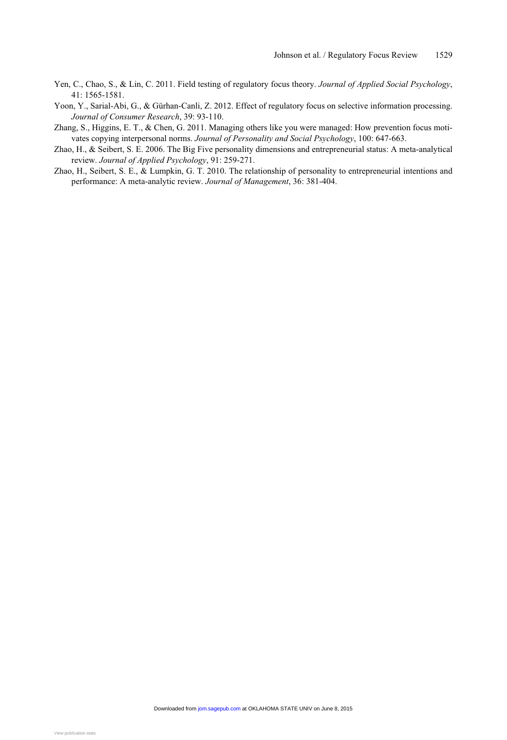Yen, C., Chao, S., & Lin, C. 2011. Field testing of regulatory focus theory. *Journal of Applied Social Psychology*, 41: 1565-1581.

Yoon, Y., Sarial-Abi, G., & Gürhan-Canli, Z. 2012. Effect of regulatory focus on selective information processing. *Journal of Consumer Research*, 39: 93-110.

Zhang, S., Higgins, E. T., & Chen, G. 2011. Managing others like you were managed: How prevention focus motivates copying interpersonal norms. *Journal of Personality and Social Psychology*, 100: 647-663.

Zhao, H., & Seibert, S. E. 2006. The Big Five personality dimensions and entrepreneurial status: A meta-analytical review. *Journal of Applied Psychology*, 91: 259-271.

Zhao, H., Seibert, S. E., & Lumpkin, G. T. 2010. The relationship of personality to entrepreneurial intentions and performance: A meta-analytic review. *Journal of Management*, 36: 381-404.